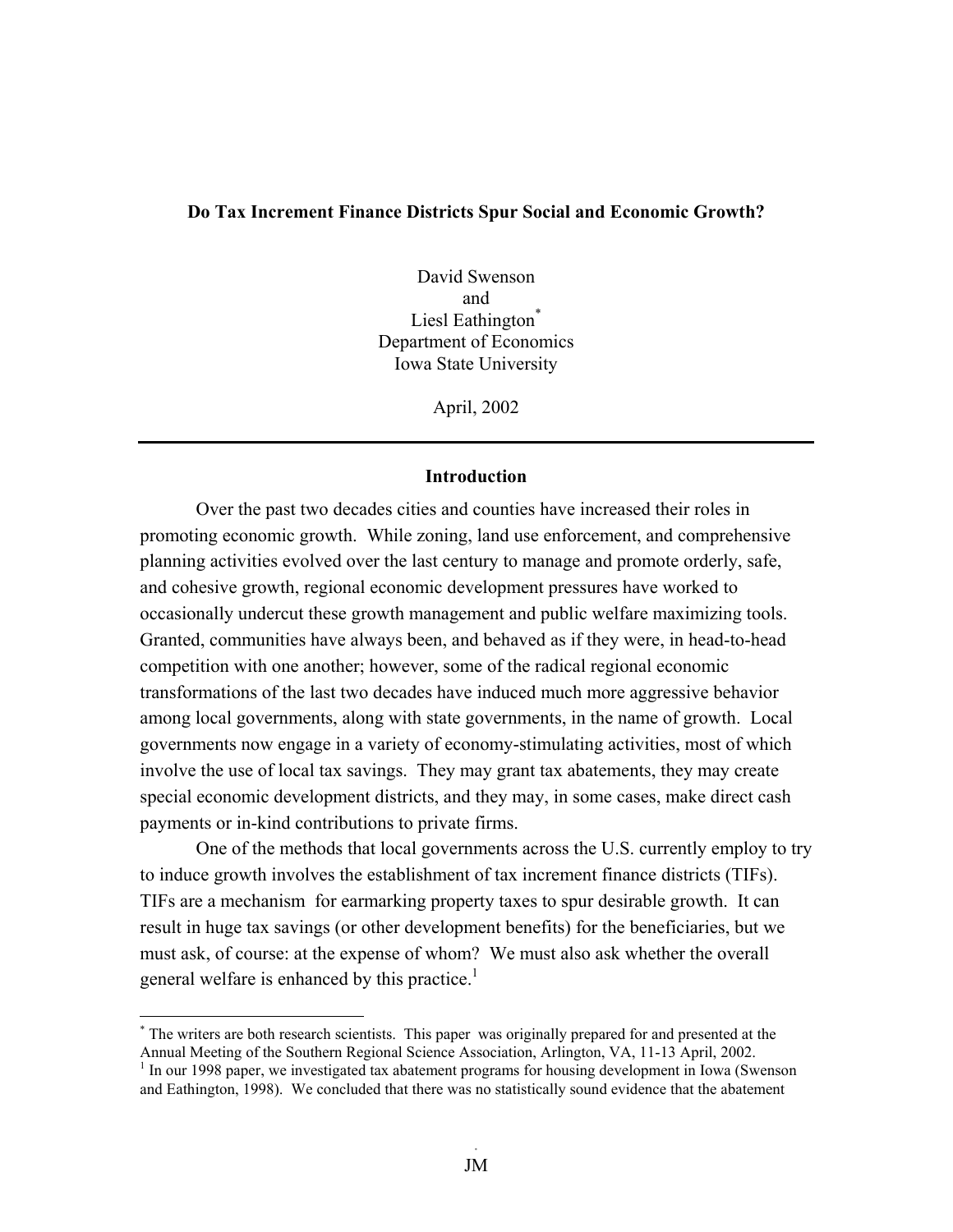# Do Tax Increment Finance Districts Spur Social and Economic Growth?

David Swenson
and
Liesl Eathington[*]
Department of Economics
Iowa State University

April, 2002

---

## Introduction

Over the past two decades cities and counties have increased their roles in promoting economic growth. While zoning, land use enforcement, and comprehensive planning activities evolved over the last century to manage and promote orderly, safe, and cohesive growth, regional economic development pressures have worked to occasionally undercut these growth management and public welfare maximizing tools. Granted, communities have always been, and behaved as if they were, in head-to-head competition with one another; however, some of the radical regional economic transformations of the last two decades have induced much more aggressive behavior among local governments, along with state governments, in the name of growth. Local governments now engage in a variety of economy-stimulating activities, most of which involve the use of local tax savings. They may grant tax abatements, they may create special economic development districts, and they may, in some cases, make direct cash payments or in-kind contributions to private firms.

One of the methods that local governments across the U.S. currently employ to try to induce growth involves the establishment of tax increment finance districts (TIFs). TIFs are a mechanism for earmarking property taxes to spur desirable growth. It can result in huge tax savings (or other development benefits) for the beneficiaries, but we must ask, of course: at the expense of whom? We must also ask whether the overall general welfare is enhanced by this practice.[1]

---

[*] The writers are both research scientists. This paper was originally prepared for and presented at the Annual Meeting of the Southern Regional Science Association, Arlington, VA, 11-13 April, 2002.

[1] In our 1998 paper, we investigated tax abatement programs for housing development in Iowa (Swenson and Eathington, 1998). We concluded that there was no statistically sound evidence that the abatement

JM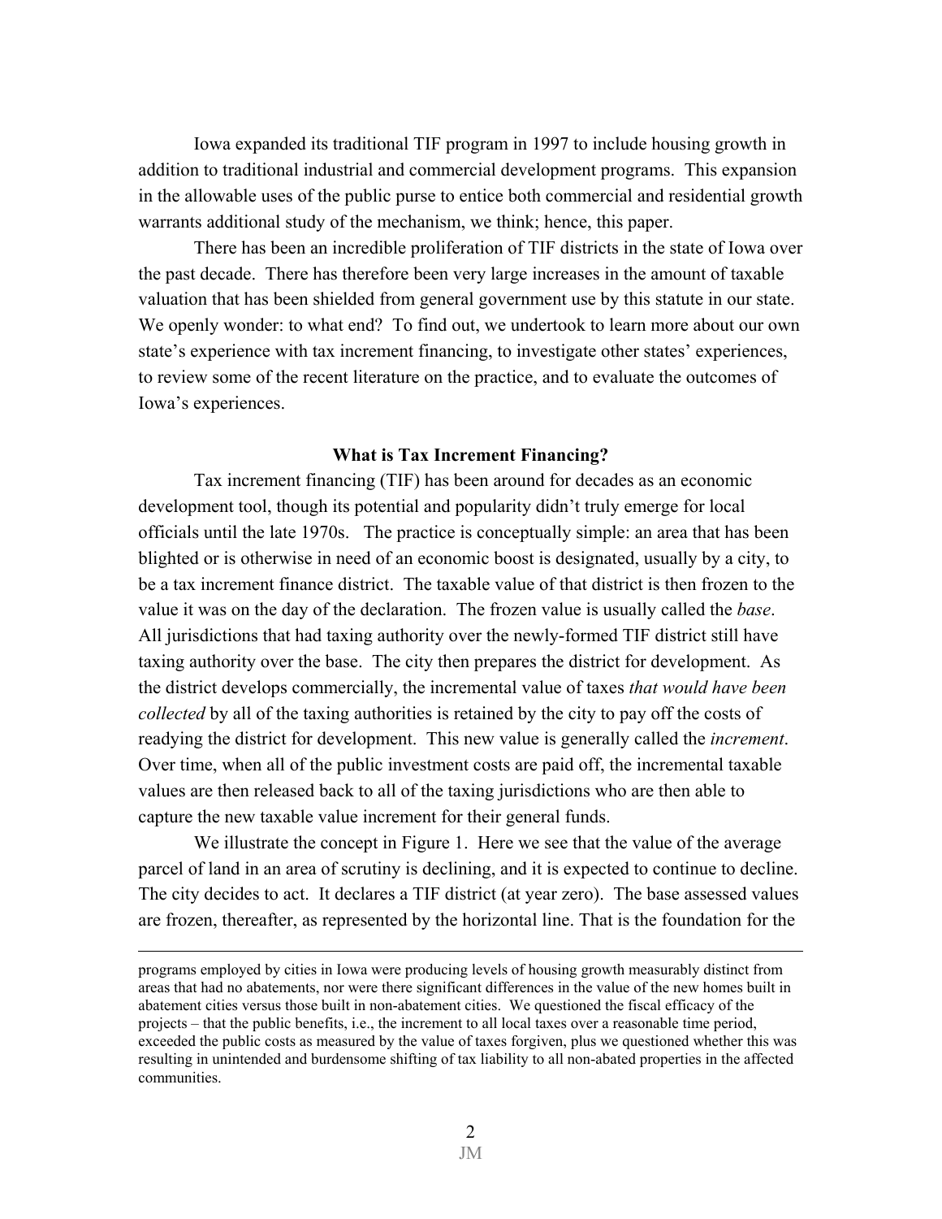Iowa expanded its traditional TIF program in 1997 to include housing growth in addition to traditional industrial and commercial development programs. This expansion in the allowable uses of the public purse to entice both commercial and residential growth warrants additional study of the mechanism, we think; hence, this paper.

There has been an incredible proliferation of TIF districts in the state of Iowa over the past decade. There has therefore been very large increases in the amount of taxable valuation that has been shielded from general government use by this statute in our state. We openly wonder: to what end? To find out, we undertook to learn more about our own state's experience with tax increment financing, to investigate other states' experiences, to review some of the recent literature on the practice, and to evaluate the outcomes of Iowa's experiences.

### What is Tax Increment Financing?

Tax increment financing (TIF) has been around for decades as an economic development tool, though its potential and popularity didn't truly emerge for local officials until the late 1970s. The practice is conceptually simple: an area that has been blighted or is otherwise in need of an economic boost is designated, usually by a city, to be a tax increment finance district. The taxable value of that district is then frozen to the value it was on the day of the declaration. The frozen value is usually called the *base*. All jurisdictions that had taxing authority over the newly-formed TIF district still have taxing authority over the base. The city then prepares the district for development. As the district develops commercially, the incremental value of taxes *that would have been collected* by all of the taxing authorities is retained by the city to pay off the costs of readying the district for development. This new value is generally called the *increment*. Over time, when all of the public investment costs are paid off, the incremental taxable values are then released back to all of the taxing jurisdictions who are then able to capture the new taxable value increment for their general funds.

We illustrate the concept in Figure 1. Here we see that the value of the average parcel of land in an area of scrutiny is declining, and it is expected to continue to decline. The city decides to act. It declares a TIF district (at year zero). The base assessed values are frozen, thereafter, as represented by the horizontal line. That is the foundation for the

---

programs employed by cities in Iowa were producing levels of housing growth measurably distinct from areas that had no abatements, nor were there significant differences in the value of the new homes built in abatement cities versus those built in non-abatement cities. We questioned the fiscal efficacy of the projects – that the public benefits, i.e., the increment to all local taxes over a reasonable time period, exceeded the public costs as measured by the value of taxes forgiven, plus we questioned whether this was resulting in unintended and burdensome shifting of tax liability to all non-abated properties in the affected communities.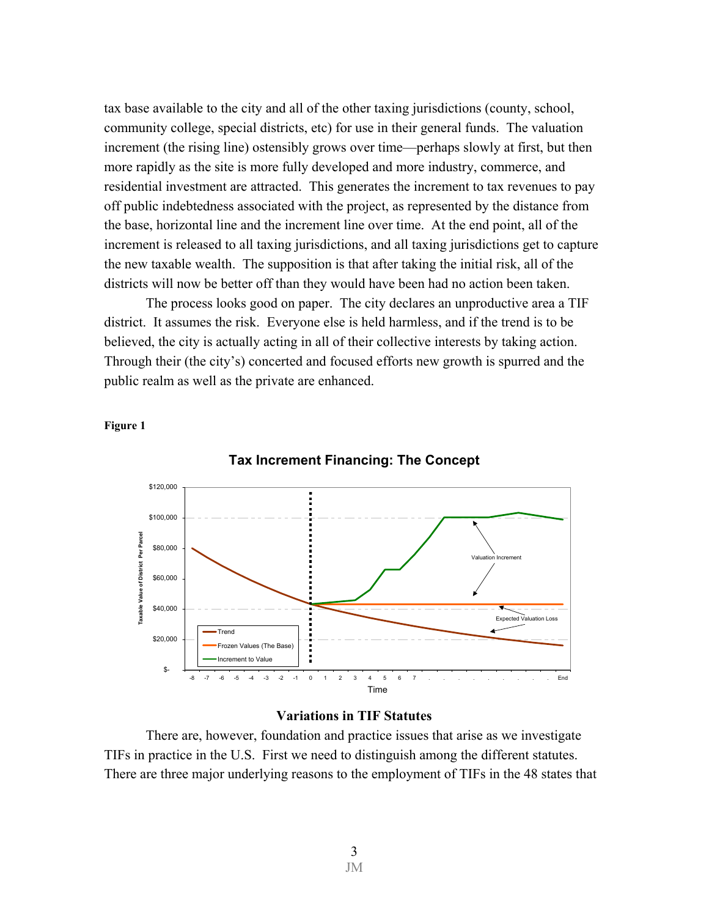tax base available to the city and all of the other taxing jurisdictions (county, school, community college, special districts, etc) for use in their general funds. The valuation increment (the rising line) ostensibly grows over time—perhaps slowly at first, but then more rapidly as the site is more fully developed and more industry, commerce, and residential investment are attracted. This generates the increment to tax revenues to pay off public indebtedness associated with the project, as represented by the distance from the base, horizontal line and the increment line over time. At the end point, all of the increment is released to all taxing jurisdictions, and all taxing jurisdictions get to capture the new taxable wealth. The supposition is that after taking the initial risk, all of the districts will now be better off than they would have been had no action been taken.

The process looks good on paper. The city declares an unproductive area a TIF district. It assumes the risk. Everyone else is held harmless, and if the trend is to be believed, the city is actually acting in all of their collective interests by taking action. Through their (the city's) concerted and focused efforts new growth is spurred and the public realm as well as the private are enhanced.

**Figure 1**

**Tax Increment Financing: The Concept**

### Variations in TIF Statutes

There are, however, foundation and practice issues that arise as we investigate TIFs in practice in the U.S. First we need to distinguish among the different statutes. There are three major underlying reasons to the employment of TIFs in the 48 states that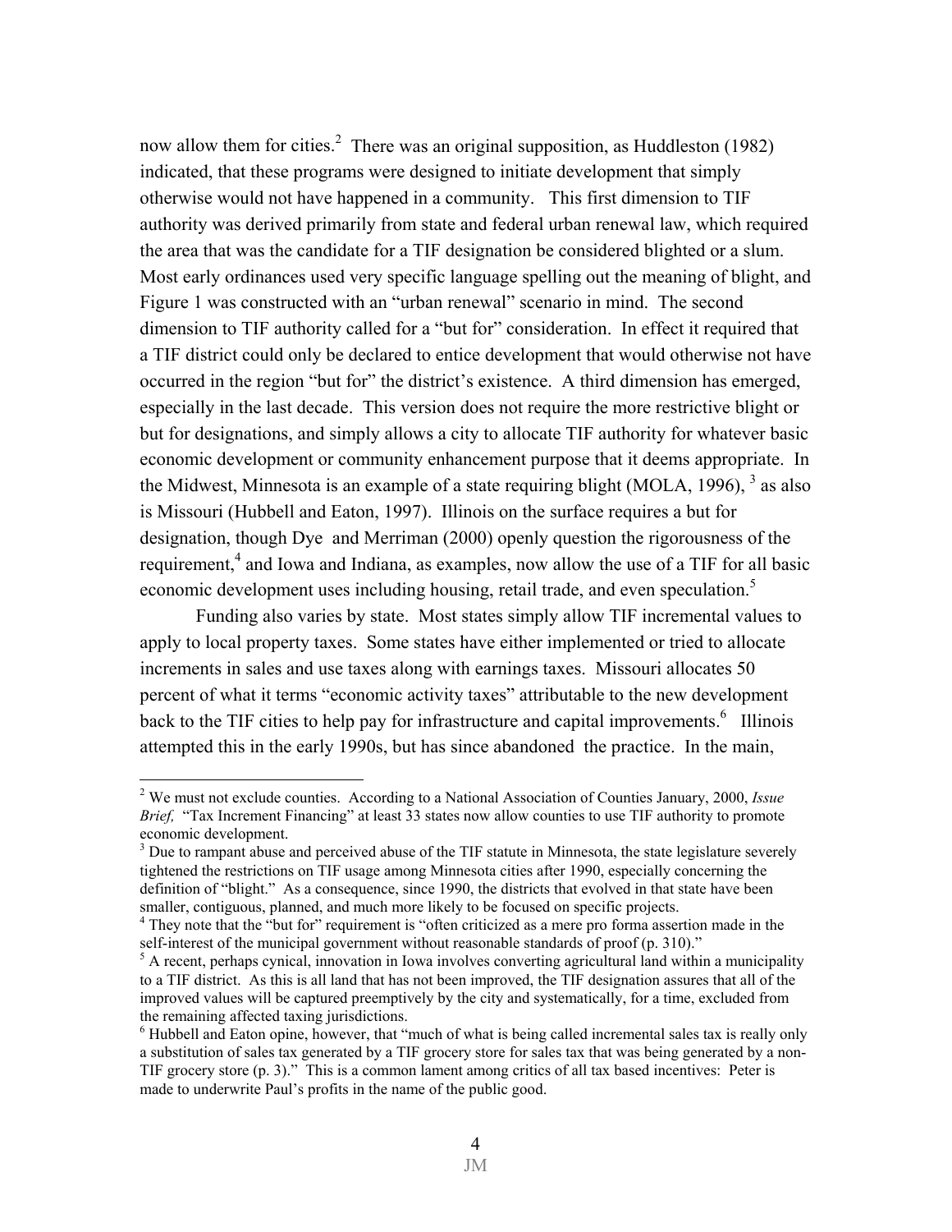now allow them for cities.[2] There was an original supposition, as Huddleston (1982) indicated, that these programs were designed to initiate development that simply otherwise would not have happened in a community. This first dimension to TIF authority was derived primarily from state and federal urban renewal law, which required the area that was the candidate for a TIF designation be considered blighted or a slum. Most early ordinances used very specific language spelling out the meaning of blight, and Figure 1 was constructed with an "urban renewal" scenario in mind. The second dimension to TIF authority called for a "but for" consideration. In effect it required that a TIF district could only be declared to entice development that would otherwise not have occurred in the region "but for" the district's existence. A third dimension has emerged, especially in the last decade. This version does not require the more restrictive blight or but for designations, and simply allows a city to allocate TIF authority for whatever basic economic development or community enhancement purpose that it deems appropriate. In the Midwest, Minnesota is an example of a state requiring blight (MOLA, 1996), [3] as also is Missouri (Hubbell and Eaton, 1997). Illinois on the surface requires a but for designation, though Dye and Merriman (2000) openly question the rigorousness of the requirement,[4] and Iowa and Indiana, as examples, now allow the use of a TIF for all basic economic development uses including housing, retail trade, and even speculation.[5]

Funding also varies by state. Most states simply allow TIF incremental values to apply to local property taxes. Some states have either implemented or tried to allocate increments in sales and use taxes along with earnings taxes. Missouri allocates 50 percent of what it terms "economic activity taxes" attributable to the new development back to the TIF cities to help pay for infrastructure and capital improvements.[6] Illinois attempted this in the early 1990s, but has since abandoned the practice. In the main,

[2] We must not exclude counties. According to a National Association of Counties January, 2000, *Issue Brief,* "Tax Increment Financing" at least 33 states now allow counties to use TIF authority to promote economic development.

[3] Due to rampant abuse and perceived abuse of the TIF statute in Minnesota, the state legislature severely tightened the restrictions on TIF usage among Minnesota cities after 1990, especially concerning the definition of "blight." As a consequence, since 1990, the districts that evolved in that state have been smaller, contiguous, planned, and much more likely to be focused on specific projects.

[4] They note that the "but for" requirement is "often criticized as a mere pro forma assertion made in the self-interest of the municipal government without reasonable standards of proof (p. 310)."

[5] A recent, perhaps cynical, innovation in Iowa involves converting agricultural land within a municipality to a TIF district. As this is all land that has not been improved, the TIF designation assures that all of the improved values will be captured preemptively by the city and systematically, for a time, excluded from the remaining affected taxing jurisdictions.

[6] Hubbell and Eaton opine, however, that "much of what is being called incremental sales tax is really only a substitution of sales tax generated by a TIF grocery store for sales tax that was being generated by a non-TIF grocery store (p. 3)." This is a common lament among critics of all tax based incentives: Peter is made to underwrite Paul's profits in the name of the public good.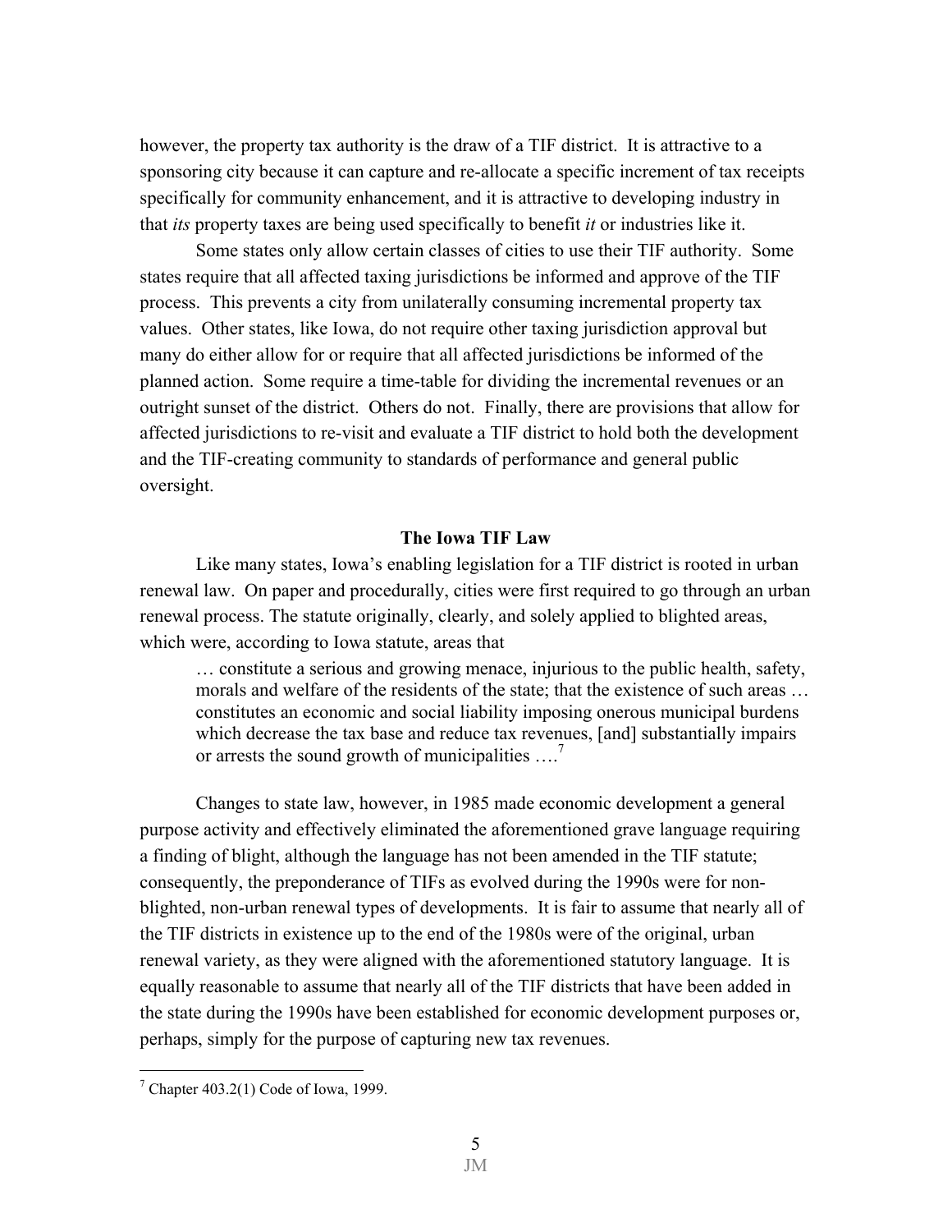however, the property tax authority is the draw of a TIF district. It is attractive to a sponsoring city because it can capture and re-allocate a specific increment of tax receipts specifically for community enhancement, and it is attractive to developing industry in that *its* property taxes are being used specifically to benefit *it* or industries like it.

Some states only allow certain classes of cities to use their TIF authority. Some states require that all affected taxing jurisdictions be informed and approve of the TIF process. This prevents a city from unilaterally consuming incremental property tax values. Other states, like Iowa, do not require other taxing jurisdiction approval but many do either allow for or require that all affected jurisdictions be informed of the planned action. Some require a time-table for dividing the incremental revenues or an outright sunset of the district. Others do not. Finally, there are provisions that allow for affected jurisdictions to re-visit and evaluate a TIF district to hold both the development and the TIF-creating community to standards of performance and general public oversight.

### The Iowa TIF Law

Like many states, Iowa's enabling legislation for a TIF district is rooted in urban renewal law. On paper and procedurally, cities were first required to go through an urban renewal process. The statute originally, clearly, and solely applied to blighted areas, which were, according to Iowa statute, areas that

> … constitute a serious and growing menace, injurious to the public health, safety, morals and welfare of the residents of the state; that the existence of such areas … constitutes an economic and social liability imposing onerous municipal burdens which decrease the tax base and reduce tax revenues, [and] substantially impairs or arrests the sound growth of municipalities ….[7]

Changes to state law, however, in 1985 made economic development a general purpose activity and effectively eliminated the aforementioned grave language requiring a finding of blight, although the language has not been amended in the TIF statute; consequently, the preponderance of TIFs as evolved during the 1990s were for non-blighted, non-urban renewal types of developments. It is fair to assume that nearly all of the TIF districts in existence up to the end of the 1980s were of the original, urban renewal variety, as they were aligned with the aforementioned statutory language. It is equally reasonable to assume that nearly all of the TIF districts that have been added in the state during the 1990s have been established for economic development purposes or, perhaps, simply for the purpose of capturing new tax revenues.

---

[7] Chapter 403.2(1) Code of Iowa, 1999.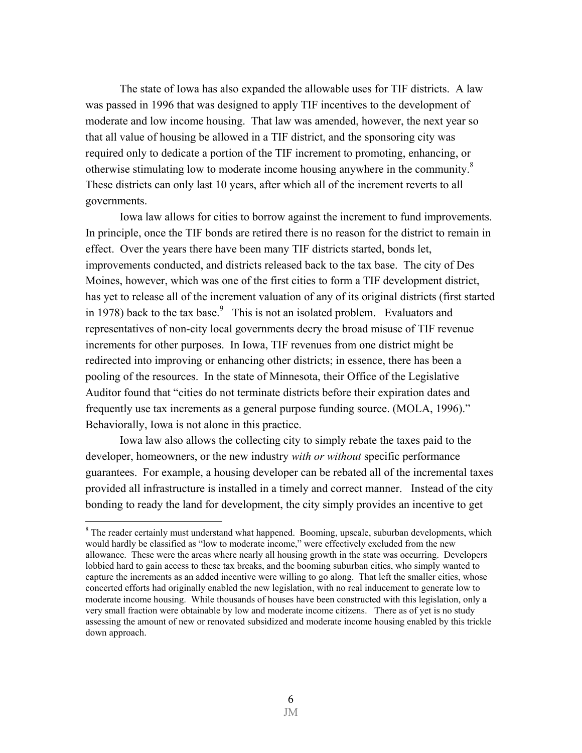The state of Iowa has also expanded the allowable uses for TIF districts. A law was passed in 1996 that was designed to apply TIF incentives to the development of moderate and low income housing. That law was amended, however, the next year so that all value of housing be allowed in a TIF district, and the sponsoring city was required only to dedicate a portion of the TIF increment to promoting, enhancing, or otherwise stimulating low to moderate income housing anywhere in the community.[8] These districts can only last 10 years, after which all of the increment reverts to all governments.

Iowa law allows for cities to borrow against the increment to fund improvements. In principle, once the TIF bonds are retired there is no reason for the district to remain in effect. Over the years there have been many TIF districts started, bonds let, improvements conducted, and districts released back to the tax base. The city of Des Moines, however, which was one of the first cities to form a TIF development district, has yet to release all of the increment valuation of any of its original districts (first started in 1978) back to the tax base.[9] This is not an isolated problem. Evaluators and representatives of non-city local governments decry the broad misuse of TIF revenue increments for other purposes. In Iowa, TIF revenues from one district might be redirected into improving or enhancing other districts; in essence, there has been a pooling of the resources. In the state of Minnesota, their Office of the Legislative Auditor found that "cities do not terminate districts before their expiration dates and frequently use tax increments as a general purpose funding source. (MOLA, 1996)." Behaviorally, Iowa is not alone in this practice.

Iowa law also allows the collecting city to simply rebate the taxes paid to the developer, homeowners, or the new industry *with or without* specific performance guarantees. For example, a housing developer can be rebated all of the incremental taxes provided all infrastructure is installed in a timely and correct manner. Instead of the city bonding to ready the land for development, the city simply provides an incentive to get

[8] The reader certainly must understand what happened. Booming, upscale, suburban developments, which would hardly be classified as "low to moderate income," were effectively excluded from the new allowance. These were the areas where nearly all housing growth in the state was occurring. Developers lobbied hard to gain access to these tax breaks, and the booming suburban cities, who simply wanted to capture the increments as an added incentive were willing to go along. That left the smaller cities, whose concerted efforts had originally enabled the new legislation, with no real inducement to generate low to moderate income housing. While thousands of houses have been constructed with this legislation, only a very small fraction were obtainable by low and moderate income citizens. There as of yet is no study assessing the amount of new or renovated subsidized and moderate income housing enabled by this trickle down approach.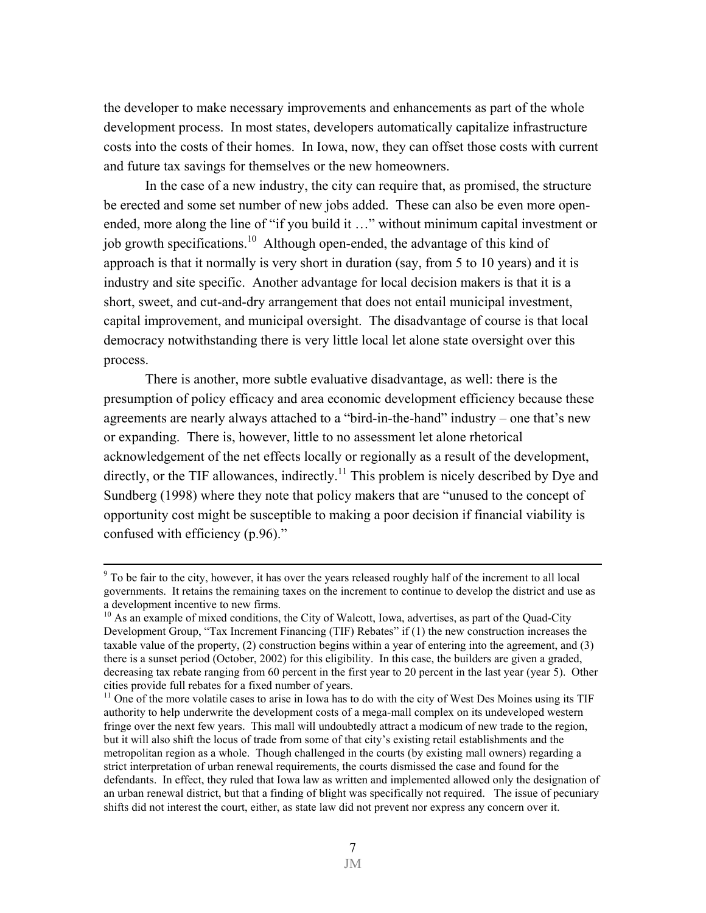the developer to make necessary improvements and enhancements as part of the whole development process. In most states, developers automatically capitalize infrastructure costs into the costs of their homes. In Iowa, now, they can offset those costs with current and future tax savings for themselves or the new homeowners.

In the case of a new industry, the city can require that, as promised, the structure be erected and some set number of new jobs added. These can also be even more open-ended, more along the line of "if you build it …" without minimum capital investment or job growth specifications.[10] Although open-ended, the advantage of this kind of approach is that it normally is very short in duration (say, from 5 to 10 years) and it is industry and site specific. Another advantage for local decision makers is that it is a short, sweet, and cut-and-dry arrangement that does not entail municipal investment, capital improvement, and municipal oversight. The disadvantage of course is that local democracy notwithstanding there is very little local let alone state oversight over this process.

There is another, more subtle evaluative disadvantage, as well: there is the presumption of policy efficacy and area economic development efficiency because these agreements are nearly always attached to a "bird-in-the-hand" industry – one that's new or expanding. There is, however, little to no assessment let alone rhetorical acknowledgement of the net effects locally or regionally as a result of the development, directly, or the TIF allowances, indirectly.[11] This problem is nicely described by Dye and Sundberg (1998) where they note that policy makers that are "unused to the concept of opportunity cost might be susceptible to making a poor decision if financial viability is confused with efficiency (p.96)."

---

[9] To be fair to the city, however, it has over the years released roughly half of the increment to all local governments. It retains the remaining taxes on the increment to continue to develop the district and use as a development incentive to new firms.

[10] As an example of mixed conditions, the City of Walcott, Iowa, advertises, as part of the Quad-City Development Group, "Tax Increment Financing (TIF) Rebates" if (1) the new construction increases the taxable value of the property, (2) construction begins within a year of entering into the agreement, and (3) there is a sunset period (October, 2002) for this eligibility. In this case, the builders are given a graded, decreasing tax rebate ranging from 60 percent in the first year to 20 percent in the last year (year 5). Other cities provide full rebates for a fixed number of years.

[11] One of the more volatile cases to arise in Iowa has to do with the city of West Des Moines using its TIF authority to help underwrite the development costs of a mega-mall complex on its undeveloped western fringe over the next few years. This mall will undoubtedly attract a modicum of new trade to the region, but it will also shift the locus of trade from some of that city's existing retail establishments and the metropolitan region as a whole. Though challenged in the courts (by existing mall owners) regarding a strict interpretation of urban renewal requirements, the courts dismissed the case and found for the defendants. In effect, they ruled that Iowa law as written and implemented allowed only the designation of an urban renewal district, but that a finding of blight was specifically not required. The issue of pecuniary shifts did not interest the court, either, as state law did not prevent nor express any concern over it.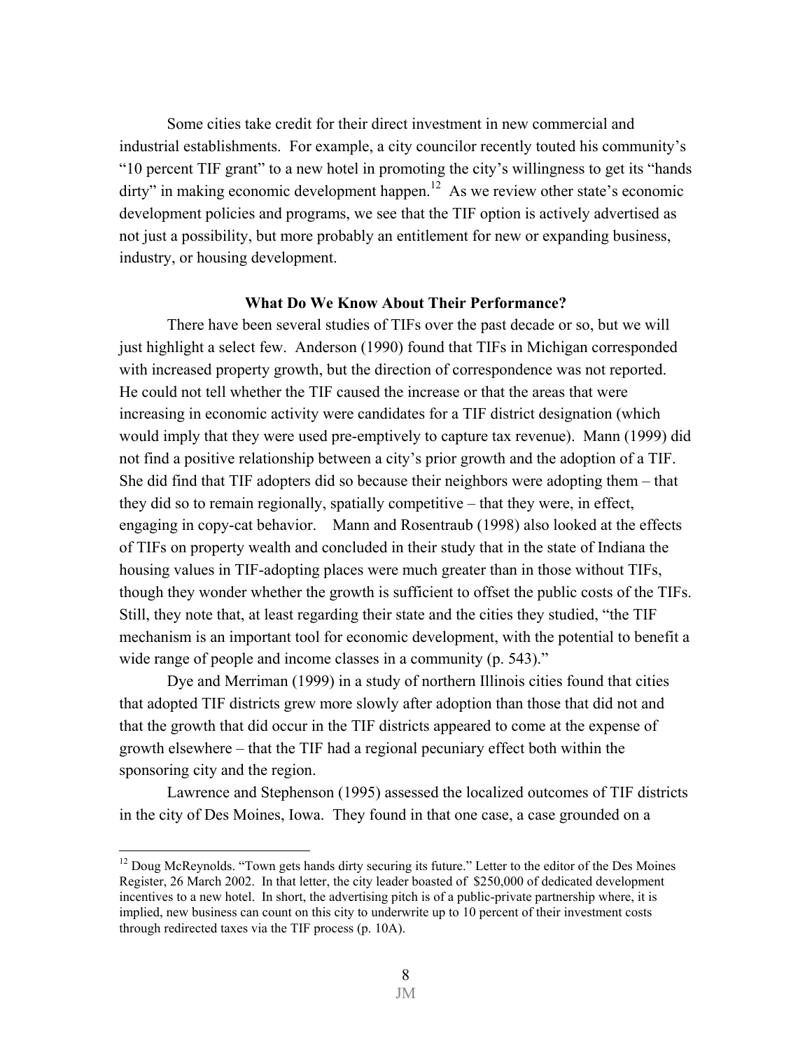Some cities take credit for their direct investment in new commercial and industrial establishments. For example, a city councilor recently touted his community's "10 percent TIF grant" to a new hotel in promoting the city's willingness to get its "hands dirty" in making economic development happen.[12] As we review other state's economic development policies and programs, we see that the TIF option is actively advertised as not just a possibility, but more probably an entitlement for new or expanding business, industry, or housing development.

**What Do We Know About Their Performance?**

There have been several studies of TIFs over the past decade or so, but we will just highlight a select few. Anderson (1990) found that TIFs in Michigan corresponded with increased property growth, but the direction of correspondence was not reported. He could not tell whether the TIF caused the increase or that the areas that were increasing in economic activity were candidates for a TIF district designation (which would imply that they were used pre-emptively to capture tax revenue). Mann (1999) did not find a positive relationship between a city's prior growth and the adoption of a TIF. She did find that TIF adopters did so because their neighbors were adopting them – that they did so to remain regionally, spatially competitive – that they were, in effect, engaging in copy-cat behavior. Mann and Rosentraub (1998) also looked at the effects of TIFs on property wealth and concluded in their study that in the state of Indiana the housing values in TIF-adopting places were much greater than in those without TIFs, though they wonder whether the growth is sufficient to offset the public costs of the TIFs. Still, they note that, at least regarding their state and the cities they studied, "the TIF mechanism is an important tool for economic development, with the potential to benefit a wide range of people and income classes in a community (p. 543)."

Dye and Merriman (1999) in a study of northern Illinois cities found that cities that adopted TIF districts grew more slowly after adoption than those that did not and that the growth that did occur in the TIF districts appeared to come at the expense of growth elsewhere – that the TIF had a regional pecuniary effect both within the sponsoring city and the region.

Lawrence and Stephenson (1995) assessed the localized outcomes of TIF districts in the city of Des Moines, Iowa. They found in that one case, a case grounded on a

---

[12] Doug McReynolds. "Town gets hands dirty securing its future." Letter to the editor of the Des Moines Register, 26 March 2002. In that letter, the city leader boasted of $250,000 of dedicated development incentives to a new hotel. In short, the advertising pitch is of a public-private partnership where, it is implied, new business can count on this city to underwrite up to 10 percent of their investment costs through redirected taxes via the TIF process (p. 10A).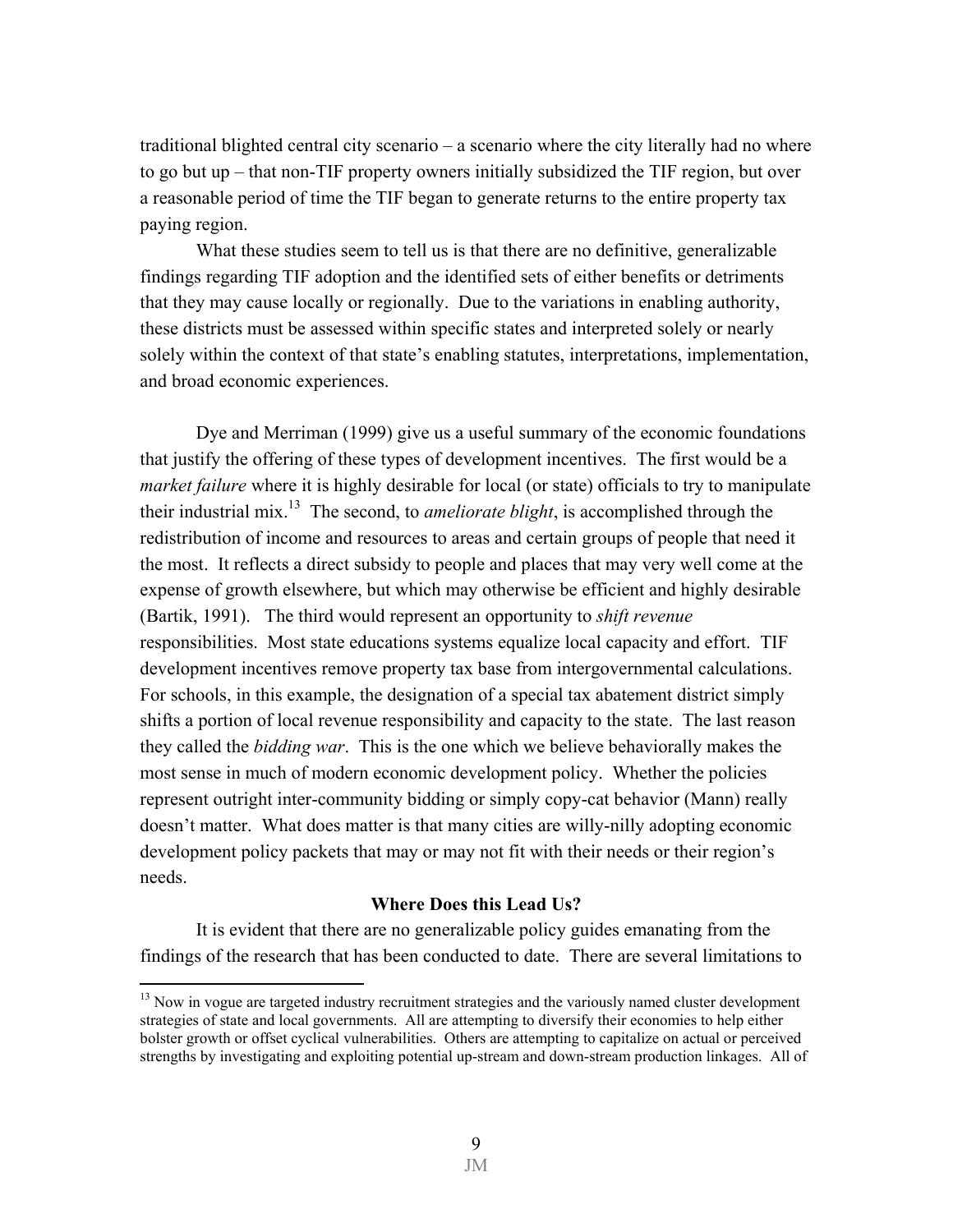traditional blighted central city scenario – a scenario where the city literally had no where to go but up – that non-TIF property owners initially subsidized the TIF region, but over a reasonable period of time the TIF began to generate returns to the entire property tax paying region.

What these studies seem to tell us is that there are no definitive, generalizable findings regarding TIF adoption and the identified sets of either benefits or detriments that they may cause locally or regionally. Due to the variations in enabling authority, these districts must be assessed within specific states and interpreted solely or nearly solely within the context of that state's enabling statutes, interpretations, implementation, and broad economic experiences.

Dye and Merriman (1999) give us a useful summary of the economic foundations that justify the offering of these types of development incentives. The first would be a *market failure* where it is highly desirable for local (or state) officials to try to manipulate their industrial mix.[13] The second, to *ameliorate blight*, is accomplished through the redistribution of income and resources to areas and certain groups of people that need it the most. It reflects a direct subsidy to people and places that may very well come at the expense of growth elsewhere, but which may otherwise be efficient and highly desirable (Bartik, 1991). The third would represent an opportunity to *shift revenue* responsibilities. Most state educations systems equalize local capacity and effort. TIF development incentives remove property tax base from intergovernmental calculations. For schools, in this example, the designation of a special tax abatement district simply shifts a portion of local revenue responsibility and capacity to the state. The last reason they called the *bidding war*. This is the one which we believe behaviorally makes the most sense in much of modern economic development policy. Whether the policies represent outright inter-community bidding or simply copy-cat behavior (Mann) really doesn't matter. What does matter is that many cities are willy-nilly adopting economic development policy packets that may or may not fit with their needs or their region's needs.

## Where Does this Lead Us?

It is evident that there are no generalizable policy guides emanating from the findings of the research that has been conducted to date. There are several limitations to

[13] Now in vogue are targeted industry recruitment strategies and the variously named cluster development strategies of state and local governments. All are attempting to diversify their economies to help either bolster growth or offset cyclical vulnerabilities. Others are attempting to capitalize on actual or perceived strengths by investigating and exploiting potential up-stream and down-stream production linkages. All of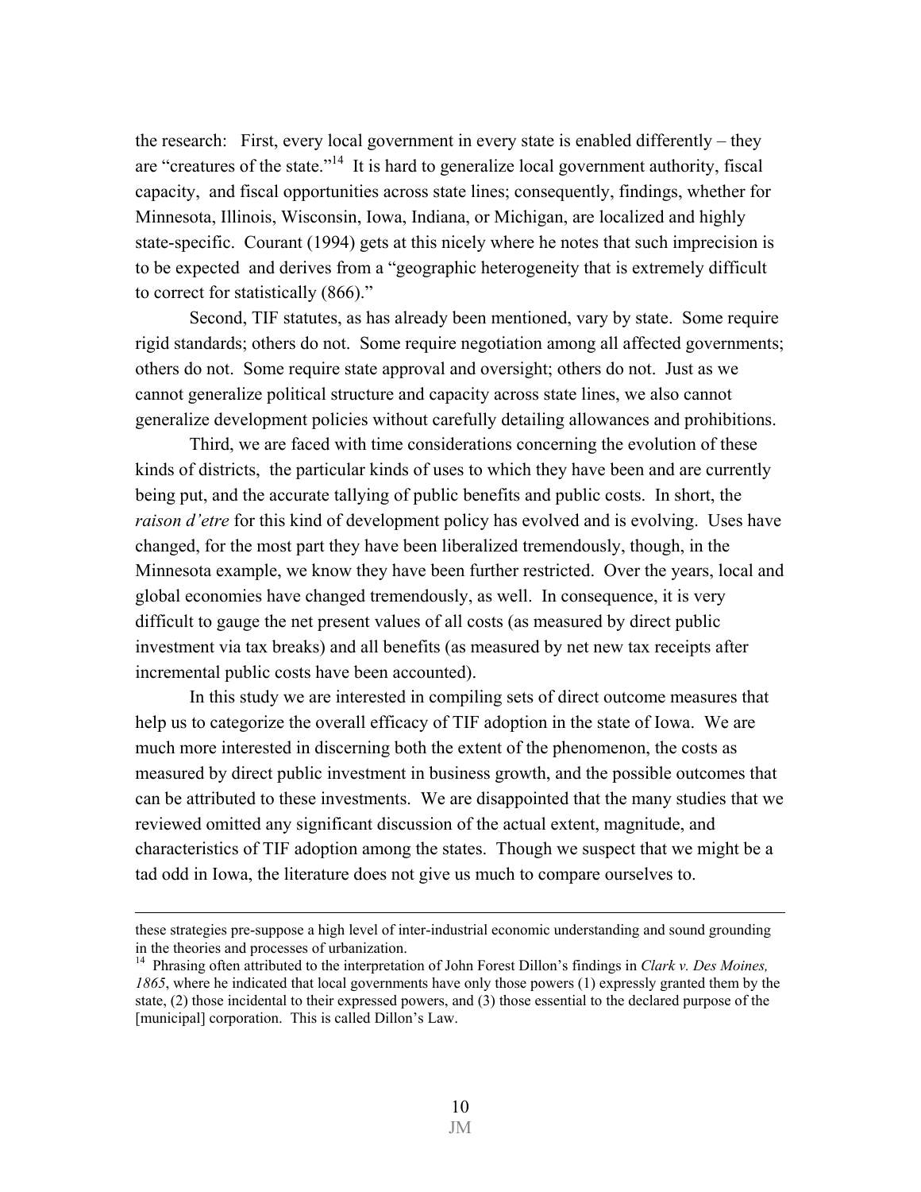the research: First, every local government in every state is enabled differently – they are "creatures of the state."[14] It is hard to generalize local government authority, fiscal capacity, and fiscal opportunities across state lines; consequently, findings, whether for Minnesota, Illinois, Wisconsin, Iowa, Indiana, or Michigan, are localized and highly state-specific. Courant (1994) gets at this nicely where he notes that such imprecision is to be expected and derives from a "geographic heterogeneity that is extremely difficult to correct for statistically (866)."

Second, TIF statutes, as has already been mentioned, vary by state. Some require rigid standards; others do not. Some require negotiation among all affected governments; others do not. Some require state approval and oversight; others do not. Just as we cannot generalize political structure and capacity across state lines, we also cannot generalize development policies without carefully detailing allowances and prohibitions.

Third, we are faced with time considerations concerning the evolution of these kinds of districts, the particular kinds of uses to which they have been and are currently being put, and the accurate tallying of public benefits and public costs. In short, the *raison d'etre* for this kind of development policy has evolved and is evolving. Uses have changed, for the most part they have been liberalized tremendously, though, in the Minnesota example, we know they have been further restricted. Over the years, local and global economies have changed tremendously, as well. In consequence, it is very difficult to gauge the net present values of all costs (as measured by direct public investment via tax breaks) and all benefits (as measured by net new tax receipts after incremental public costs have been accounted).

In this study we are interested in compiling sets of direct outcome measures that help us to categorize the overall efficacy of TIF adoption in the state of Iowa. We are much more interested in discerning both the extent of the phenomenon, the costs as measured by direct public investment in business growth, and the possible outcomes that can be attributed to these investments. We are disappointed that the many studies that we reviewed omitted any significant discussion of the actual extent, magnitude, and characteristics of TIF adoption among the states. Though we suspect that we might be a tad odd in Iowa, the literature does not give us much to compare ourselves to.

---

these strategies pre-suppose a high level of inter-industrial economic understanding and sound grounding in the theories and processes of urbanization.

[14] Phrasing often attributed to the interpretation of John Forest Dillon's findings in *Clark v. Des Moines, 1865*, where he indicated that local governments have only those powers (1) expressly granted them by the state, (2) those incidental to their expressed powers, and (3) those essential to the declared purpose of the [municipal] corporation. This is called Dillon's Law.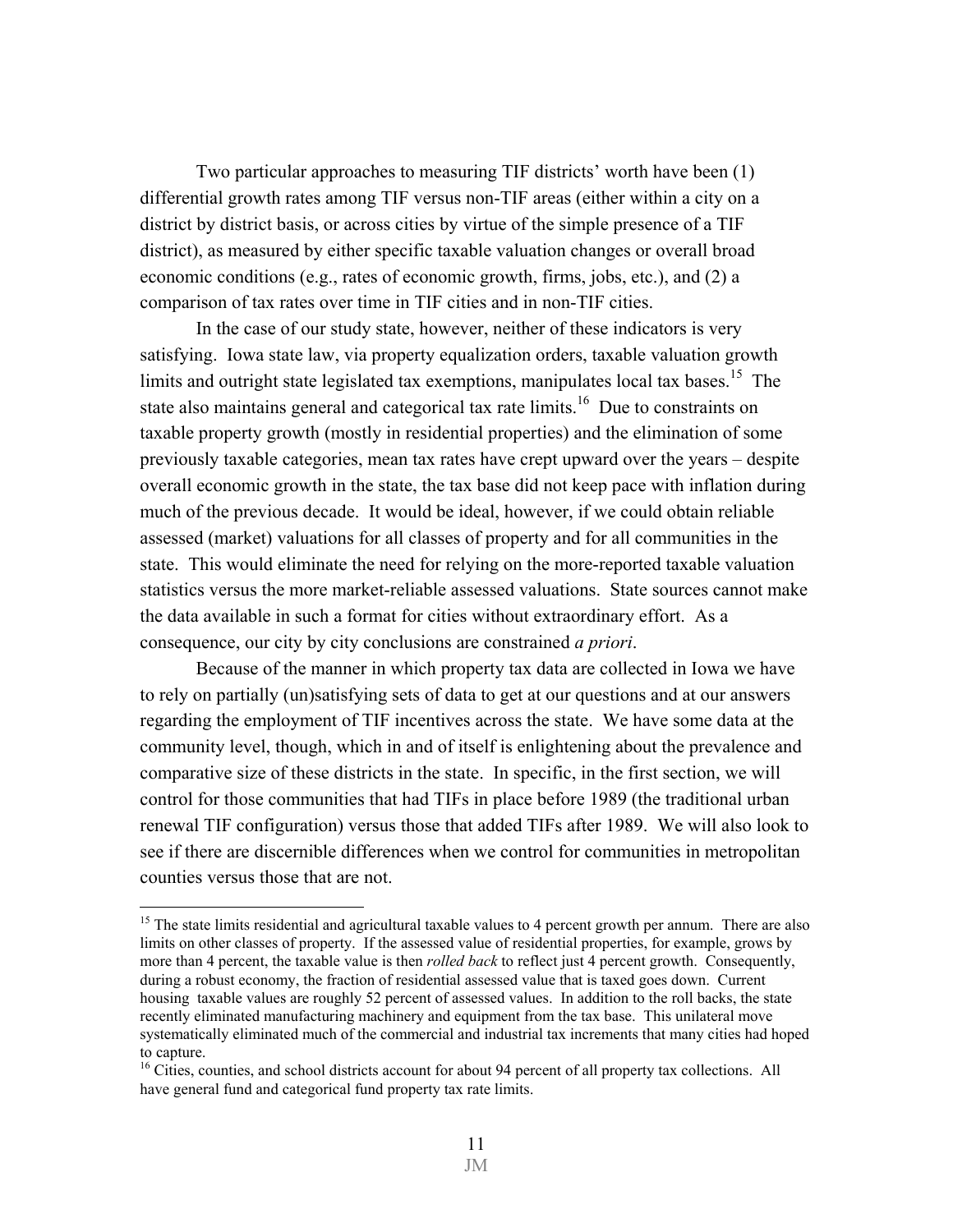Two particular approaches to measuring TIF districts' worth have been (1) differential growth rates among TIF versus non-TIF areas (either within a city on a district by district basis, or across cities by virtue of the simple presence of a TIF district), as measured by either specific taxable valuation changes or overall broad economic conditions (e.g., rates of economic growth, firms, jobs, etc.), and (2) a comparison of tax rates over time in TIF cities and in non-TIF cities.

In the case of our study state, however, neither of these indicators is very satisfying. Iowa state law, via property equalization orders, taxable valuation growth limits and outright state legislated tax exemptions, manipulates local tax bases.[15] The state also maintains general and categorical tax rate limits.[16] Due to constraints on taxable property growth (mostly in residential properties) and the elimination of some previously taxable categories, mean tax rates have crept upward over the years – despite overall economic growth in the state, the tax base did not keep pace with inflation during much of the previous decade. It would be ideal, however, if we could obtain reliable assessed (market) valuations for all classes of property and for all communities in the state. This would eliminate the need for relying on the more-reported taxable valuation statistics versus the more market-reliable assessed valuations. State sources cannot make the data available in such a format for cities without extraordinary effort. As a consequence, our city by city conclusions are constrained *a priori*.

Because of the manner in which property tax data are collected in Iowa we have to rely on partially (un)satisfying sets of data to get at our questions and at our answers regarding the employment of TIF incentives across the state. We have some data at the community level, though, which in and of itself is enlightening about the prevalence and comparative size of these districts in the state. In specific, in the first section, we will control for those communities that had TIFs in place before 1989 (the traditional urban renewal TIF configuration) versus those that added TIFs after 1989. We will also look to see if there are discernible differences when we control for communities in metropolitan counties versus those that are not.

---

[15] The state limits residential and agricultural taxable values to 4 percent growth per annum. There are also limits on other classes of property. If the assessed value of residential properties, for example, grows by more than 4 percent, the taxable value is then *rolled back* to reflect just 4 percent growth. Consequently, during a robust economy, the fraction of residential assessed value that is taxed goes down. Current housing taxable values are roughly 52 percent of assessed values. In addition to the roll backs, the state recently eliminated manufacturing machinery and equipment from the tax base. This unilateral move systematically eliminated much of the commercial and industrial tax increments that many cities had hoped to capture.

[16] Cities, counties, and school districts account for about 94 percent of all property tax collections. All have general fund and categorical fund property tax rate limits.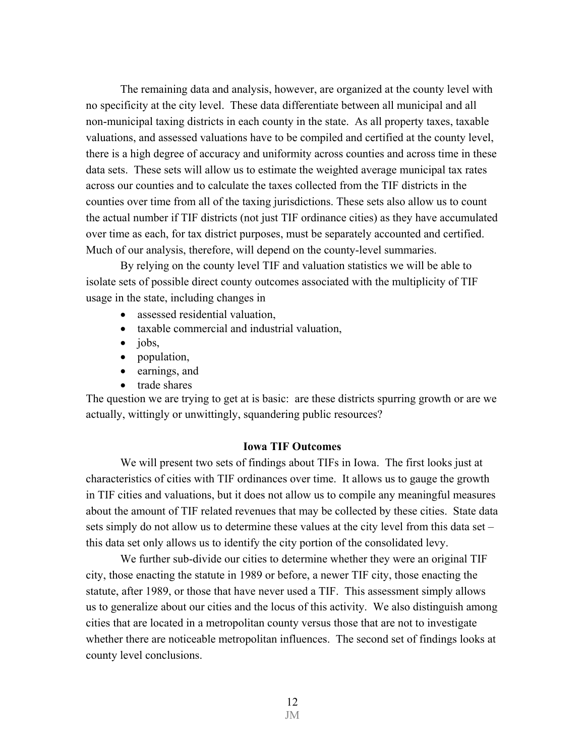The remaining data and analysis, however, are organized at the county level with no specificity at the city level. These data differentiate between all municipal and all non-municipal taxing districts in each county in the state. As all property taxes, taxable valuations, and assessed valuations have to be compiled and certified at the county level, there is a high degree of accuracy and uniformity across counties and across time in these data sets. These sets will allow us to estimate the weighted average municipal tax rates across our counties and to calculate the taxes collected from the TIF districts in the counties over time from all of the taxing jurisdictions. These sets also allow us to count the actual number if TIF districts (not just TIF ordinance cities) as they have accumulated over time as each, for tax district purposes, must be separately accounted and certified. Much of our analysis, therefore, will depend on the county-level summaries.

By relying on the county level TIF and valuation statistics we will be able to isolate sets of possible direct county outcomes associated with the multiplicity of TIF usage in the state, including changes in

- assessed residential valuation,
- taxable commercial and industrial valuation,
- jobs,
- population,
- earnings, and
- trade shares

The question we are trying to get at is basic: are these districts spurring growth or are we actually, wittingly or unwittingly, squandering public resources?

## Iowa TIF Outcomes

We will present two sets of findings about TIFs in Iowa. The first looks just at characteristics of cities with TIF ordinances over time. It allows us to gauge the growth in TIF cities and valuations, but it does not allow us to compile any meaningful measures about the amount of TIF related revenues that may be collected by these cities. State data sets simply do not allow us to determine these values at the city level from this data set – this data set only allows us to identify the city portion of the consolidated levy.

We further sub-divide our cities to determine whether they were an original TIF city, those enacting the statute in 1989 or before, a newer TIF city, those enacting the statute, after 1989, or those that have never used a TIF. This assessment simply allows us to generalize about our cities and the locus of this activity. We also distinguish among cities that are located in a metropolitan county versus those that are not to investigate whether there are noticeable metropolitan influences. The second set of findings looks at county level conclusions.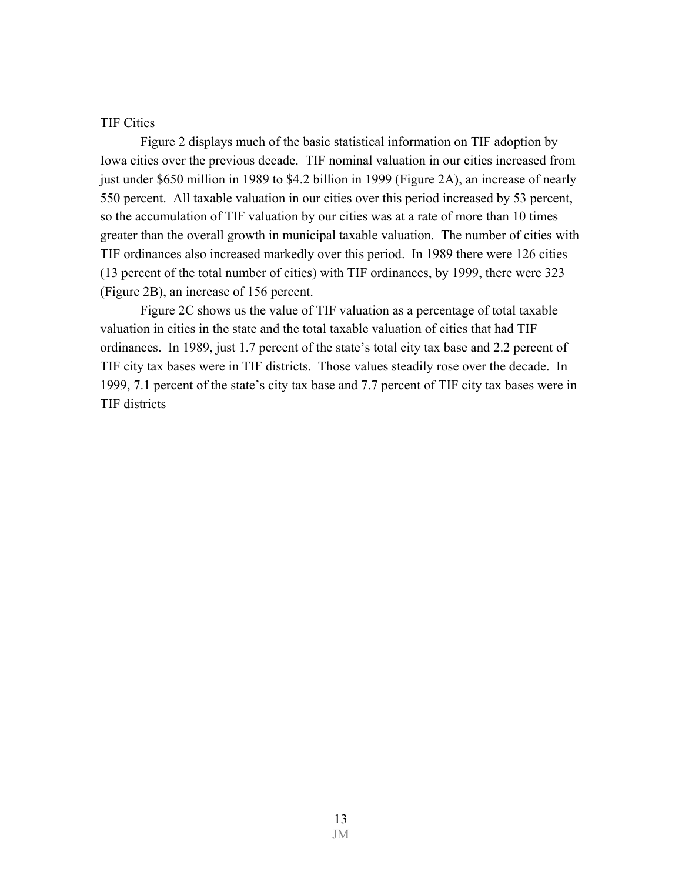<u>TIF Cities</u>

Figure 2 displays much of the basic statistical information on TIF adoption by Iowa cities over the previous decade. TIF nominal valuation in our cities increased from just under $650 million in 1989 to $4.2 billion in 1999 (Figure 2A), an increase of nearly 550 percent. All taxable valuation in our cities over this period increased by 53 percent, so the accumulation of TIF valuation by our cities was at a rate of more than 10 times greater than the overall growth in municipal taxable valuation. The number of cities with TIF ordinances also increased markedly over this period. In 1989 there were 126 cities (13 percent of the total number of cities) with TIF ordinances, by 1999, there were 323 (Figure 2B), an increase of 156 percent.

Figure 2C shows us the value of TIF valuation as a percentage of total taxable valuation in cities in the state and the total taxable valuation of cities that had TIF ordinances. In 1989, just 1.7 percent of the state's total city tax base and 2.2 percent of TIF city tax bases were in TIF districts. Those values steadily rose over the decade. In 1999, 7.1 percent of the state's city tax base and 7.7 percent of TIF city tax bases were in TIF districts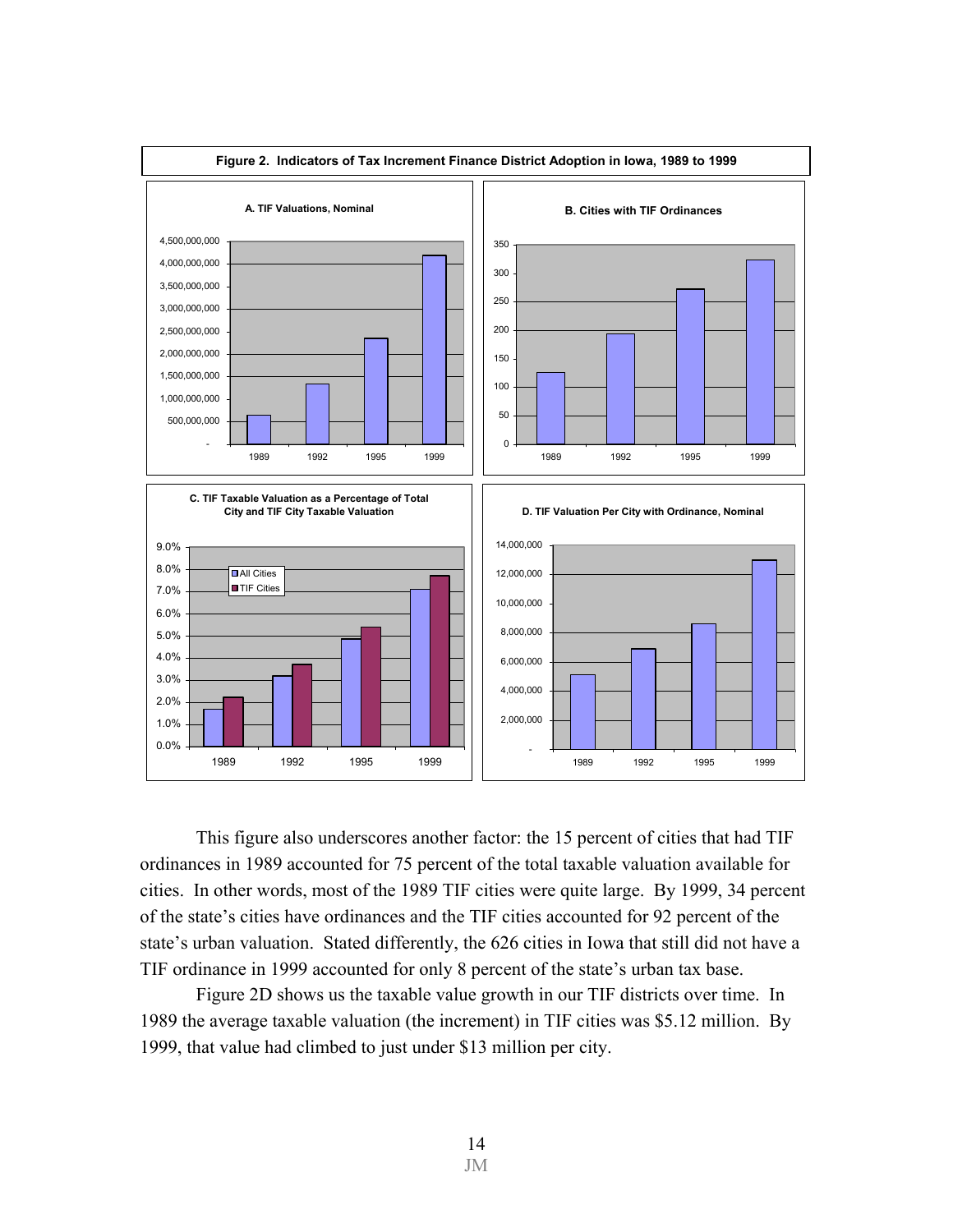**Figure 2. Indicators of Tax Increment Finance District Adoption in Iowa, 1989 to 1999**

A. TIF Valuations, Nominal

B. Cities with TIF Ordinances

C. TIF Taxable Valuation as a Percentage of Total City and TIF City Taxable Valuation

D. TIF Valuation Per City with Ordinance, Nominal

This figure also underscores another factor: the 15 percent of cities that had TIF ordinances in 1989 accounted for 75 percent of the total taxable valuation available for cities. In other words, most of the 1989 TIF cities were quite large. By 1999, 34 percent of the state's cities have ordinances and the TIF cities accounted for 92 percent of the state's urban valuation. Stated differently, the 626 cities in Iowa that still did not have a TIF ordinance in 1999 accounted for only 8 percent of the state's urban tax base.

Figure 2D shows us the taxable value growth in our TIF districts over time. In 1989 the average taxable valuation (the increment) in TIF cities was $5.12 million. By 1999, that value had climbed to just under $13 million per city.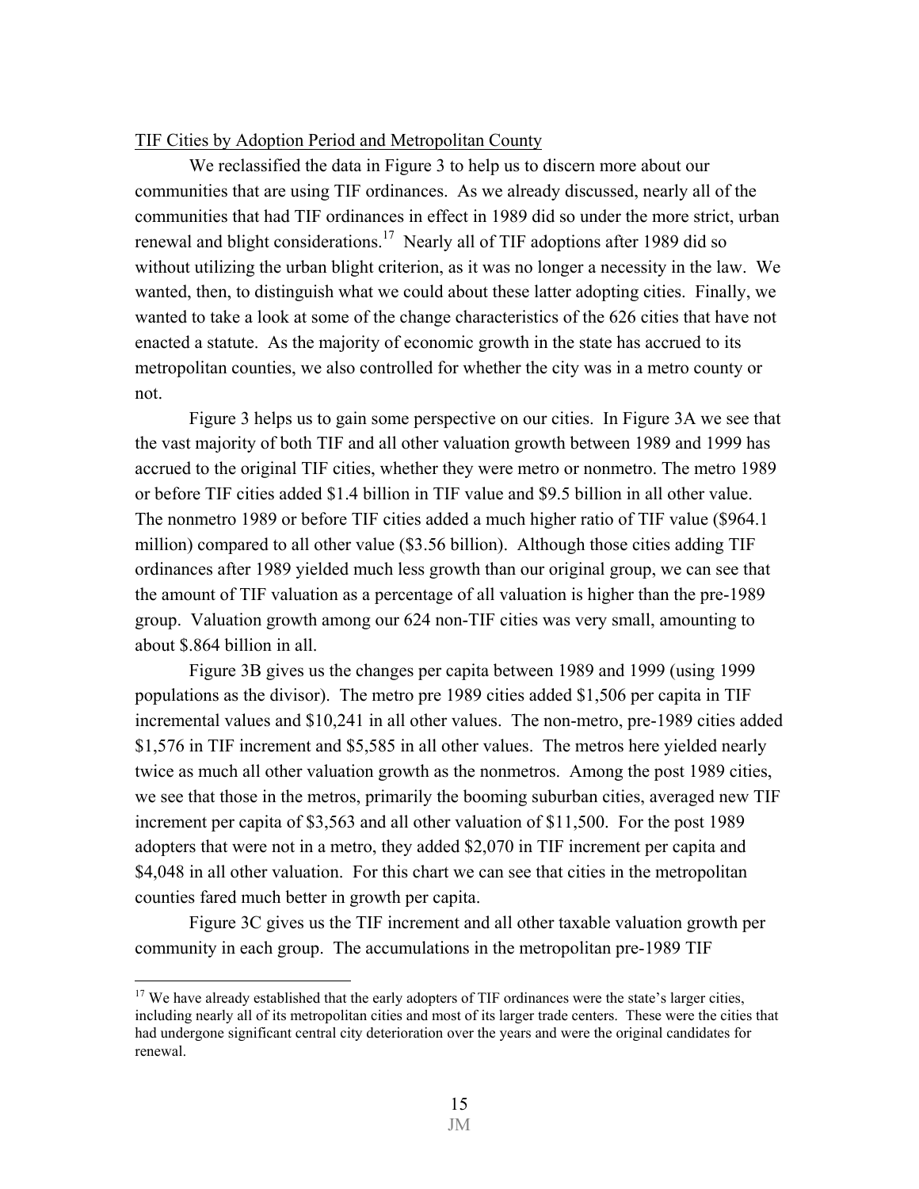TIF Cities by Adoption Period and Metropolitan County

We reclassified the data in Figure 3 to help us to discern more about our communities that are using TIF ordinances. As we already discussed, nearly all of the communities that had TIF ordinances in effect in 1989 did so under the more strict, urban renewal and blight considerations.[17] Nearly all of TIF adoptions after 1989 did so without utilizing the urban blight criterion, as it was no longer a necessity in the law. We wanted, then, to distinguish what we could about these latter adopting cities. Finally, we wanted to take a look at some of the change characteristics of the 626 cities that have not enacted a statute. As the majority of economic growth in the state has accrued to its metropolitan counties, we also controlled for whether the city was in a metro county or not.

Figure 3 helps us to gain some perspective on our cities. In Figure 3A we see that the vast majority of both TIF and all other valuation growth between 1989 and 1999 has accrued to the original TIF cities, whether they were metro or nonmetro. The metro 1989 or before TIF cities added $1.4 billion in TIF value and $9.5 billion in all other value. The nonmetro 1989 or before TIF cities added a much higher ratio of TIF value ($964.1 million) compared to all other value ($3.56 billion). Although those cities adding TIF ordinances after 1989 yielded much less growth than our original group, we can see that the amount of TIF valuation as a percentage of all valuation is higher than the pre-1989 group. Valuation growth among our 624 non-TIF cities was very small, amounting to about $.864 billion in all.

Figure 3B gives us the changes per capita between 1989 and 1999 (using 1999 populations as the divisor). The metro pre 1989 cities added $1,506 per capita in TIF incremental values and $10,241 in all other values. The non-metro, pre-1989 cities added $1,576 in TIF increment and $5,585 in all other values. The metros here yielded nearly twice as much all other valuation growth as the nonmetros. Among the post 1989 cities, we see that those in the metros, primarily the booming suburban cities, averaged new TIF increment per capita of $3,563 and all other valuation of $11,500. For the post 1989 adopters that were not in a metro, they added $2,070 in TIF increment per capita and $4,048 in all other valuation. For this chart we can see that cities in the metropolitan counties fared much better in growth per capita.

Figure 3C gives us the TIF increment and all other taxable valuation growth per community in each group. The accumulations in the metropolitan pre-1989 TIF

[17] We have already established that the early adopters of TIF ordinances were the state's larger cities, including nearly all of its metropolitan cities and most of its larger trade centers. These were the cities that had undergone significant central city deterioration over the years and were the original candidates for renewal.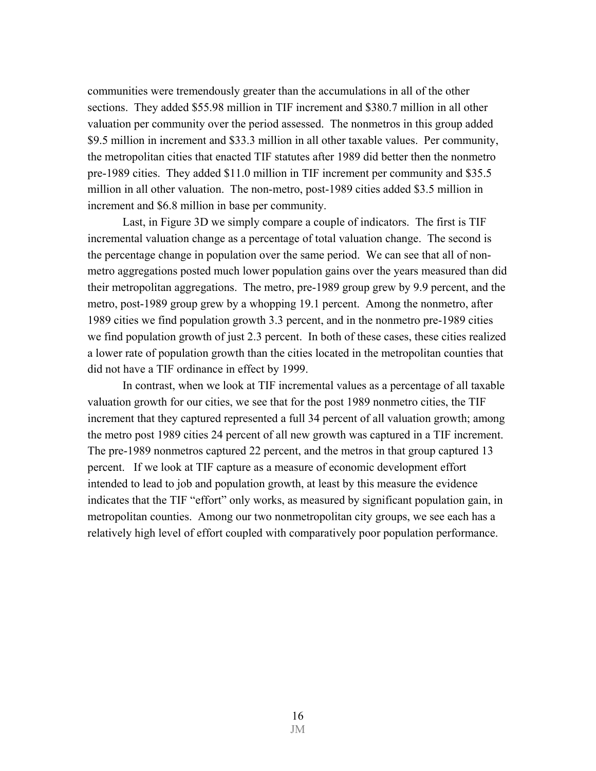communities were tremendously greater than the accumulations in all of the other sections. They added $55.98 million in TIF increment and $380.7 million in all other valuation per community over the period assessed. The nonmetros in this group added $9.5 million in increment and $33.3 million in all other taxable values. Per community, the metropolitan cities that enacted TIF statutes after 1989 did better then the nonmetro pre-1989 cities. They added $11.0 million in TIF increment per community and $35.5 million in all other valuation. The non-metro, post-1989 cities added $3.5 million in increment and $6.8 million in base per community.

Last, in Figure 3D we simply compare a couple of indicators. The first is TIF incremental valuation change as a percentage of total valuation change. The second is the percentage change in population over the same period. We can see that all of non-metro aggregations posted much lower population gains over the years measured than did their metropolitan aggregations. The metro, pre-1989 group grew by 9.9 percent, and the metro, post-1989 group grew by a whopping 19.1 percent. Among the nonmetro, after 1989 cities we find population growth 3.3 percent, and in the nonmetro pre-1989 cities we find population growth of just 2.3 percent. In both of these cases, these cities realized a lower rate of population growth than the cities located in the metropolitan counties that did not have a TIF ordinance in effect by 1999.

In contrast, when we look at TIF incremental values as a percentage of all taxable valuation growth for our cities, we see that for the post 1989 nonmetro cities, the TIF increment that they captured represented a full 34 percent of all valuation growth; among the metro post 1989 cities 24 percent of all new growth was captured in a TIF increment. The pre-1989 nonmetros captured 22 percent, and the metros in that group captured 13 percent. If we look at TIF capture as a measure of economic development effort intended to lead to job and population growth, at least by this measure the evidence indicates that the TIF "effort" only works, as measured by significant population gain, in metropolitan counties. Among our two nonmetropolitan city groups, we see each has a relatively high level of effort coupled with comparatively poor population performance.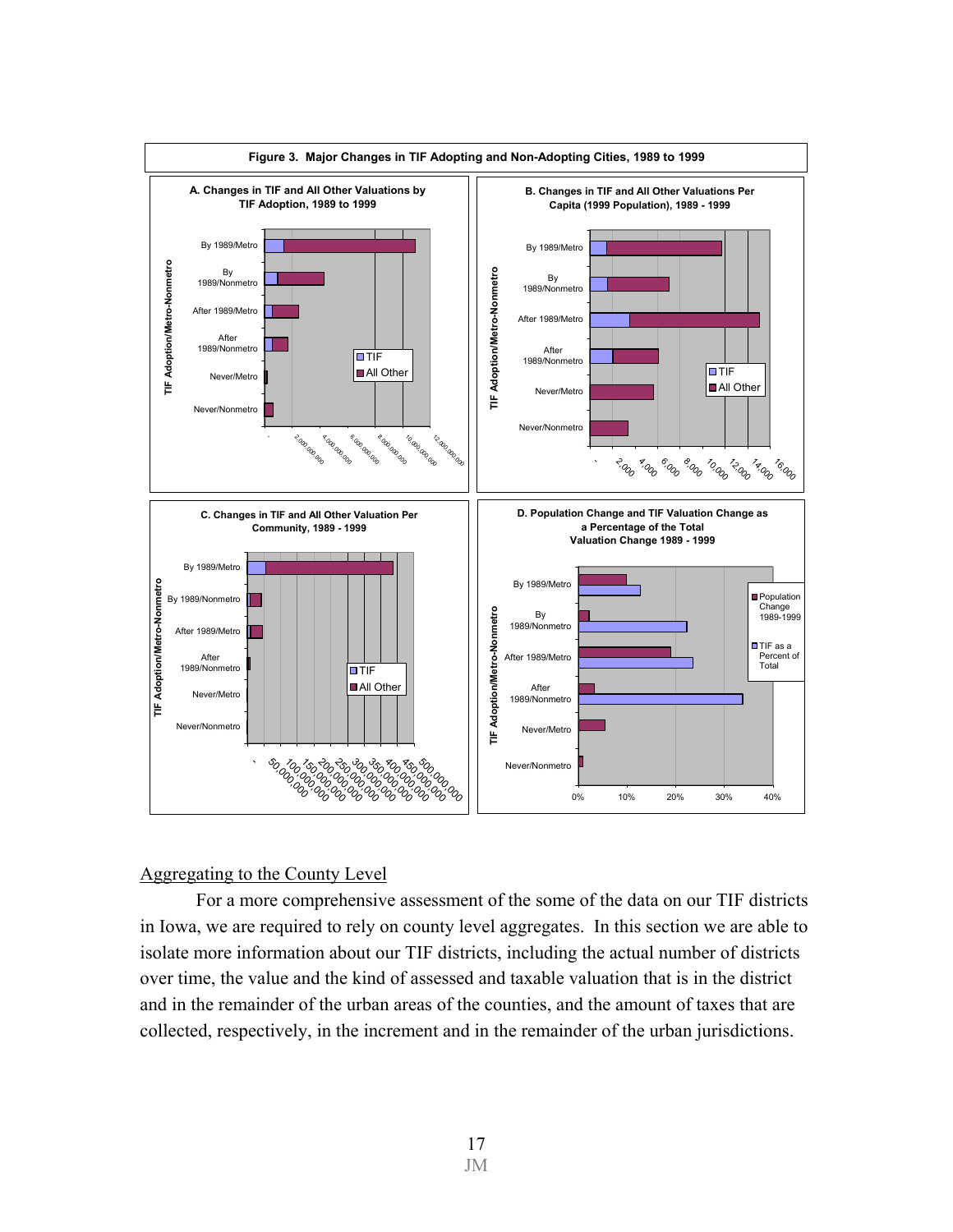**Figure 3. Major Changes in TIF Adopting and Non-Adopting Cities, 1989 to 1999**

A. Changes in TIF and All Other Valuations by TIF Adoption, 1989 to 1999

B. Changes in TIF and All Other Valuations Per Capita (1999 Population), 1989 - 1999

C. Changes in TIF and All Other Valuation Per Community, 1989 - 1999

D. Population Change and TIF Valuation Change as a Percentage of the Total Valuation Change 1989 - 1999

## Aggregating to the County Level

For a more comprehensive assessment of the some of the data on our TIF districts in Iowa, we are required to rely on county level aggregates. In this section we are able to isolate more information about our TIF districts, including the actual number of districts over time, the value and the kind of assessed and taxable valuation that is in the district and in the remainder of the urban areas of the counties, and the amount of taxes that are collected, respectively, in the increment and in the remainder of the urban jurisdictions.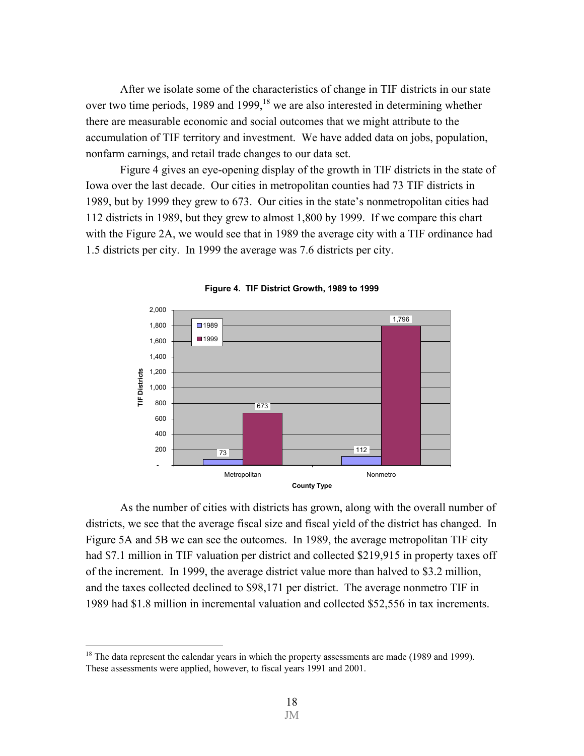After we isolate some of the characteristics of change in TIF districts in our state over two time periods, 1989 and 1999,[18] we are also interested in determining whether there are measurable economic and social outcomes that we might attribute to the accumulation of TIF territory and investment. We have added data on jobs, population, nonfarm earnings, and retail trade changes to our data set.

Figure 4 gives an eye-opening display of the growth in TIF districts in the state of Iowa over the last decade. Our cities in metropolitan counties had 73 TIF districts in 1989, but by 1999 they grew to 673. Our cities in the state's nonmetropolitan cities had 112 districts in 1989, but they grew to almost 1,800 by 1999. If we compare this chart with the Figure 2A, we would see that in 1989 the average city with a TIF ordinance had 1.5 districts per city. In 1999 the average was 7.6 districts per city.

**Figure 4. TIF District Growth, 1989 to 1999**

| County Type | 1989 | 1999 |
|---|---|---|
| Metropolitan | 73 | 673 |
| Nonmetro | 112 | 1,796 |

As the number of cities with districts has grown, along with the overall number of districts, we see that the average fiscal size and fiscal yield of the district has changed. In Figure 5A and 5B we can see the outcomes. In 1989, the average metropolitan TIF city had $7.1 million in TIF valuation per district and collected $219,915 in property taxes off of the increment. In 1999, the average district value more than halved to $3.2 million, and the taxes collected declined to $98,171 per district. The average nonmetro TIF in 1989 had $1.8 million in incremental valuation and collected $52,556 in tax increments.

[18] The data represent the calendar years in which the property assessments are made (1989 and 1999). These assessments were applied, however, to fiscal years 1991 and 2001.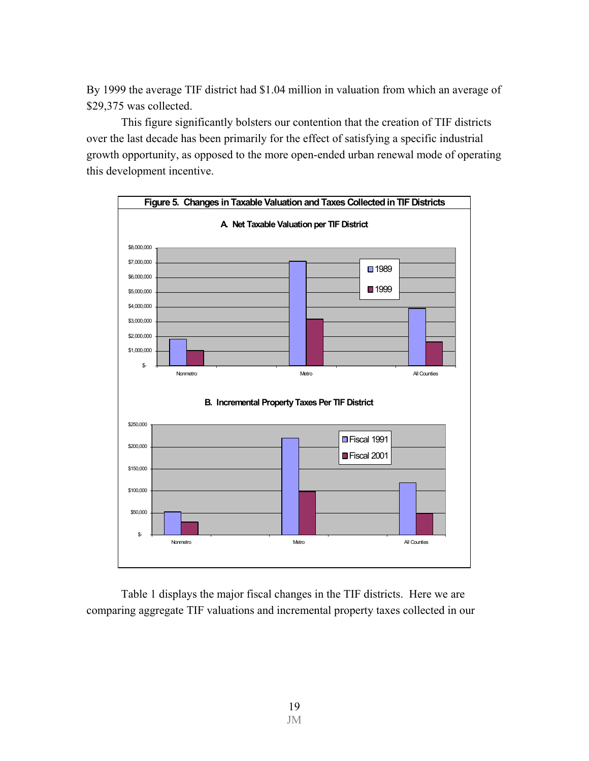By 1999 the average TIF district had $1.04 million in valuation from which an average of $29,375 was collected.

This figure significantly bolsters our contention that the creation of TIF districts over the last decade has been primarily for the effect of satisfying a specific industrial growth opportunity, as opposed to the more open-ended urban renewal mode of operating this development incentive.

**Figure 5. Changes in Taxable Valuation and Taxes Collected in TIF Districts**

**A. Net Taxable Valuation per TIF District**

**B. Incremental Property Taxes Per TIF District**

Table 1 displays the major fiscal changes in the TIF districts. Here we are comparing aggregate TIF valuations and incremental property taxes collected in our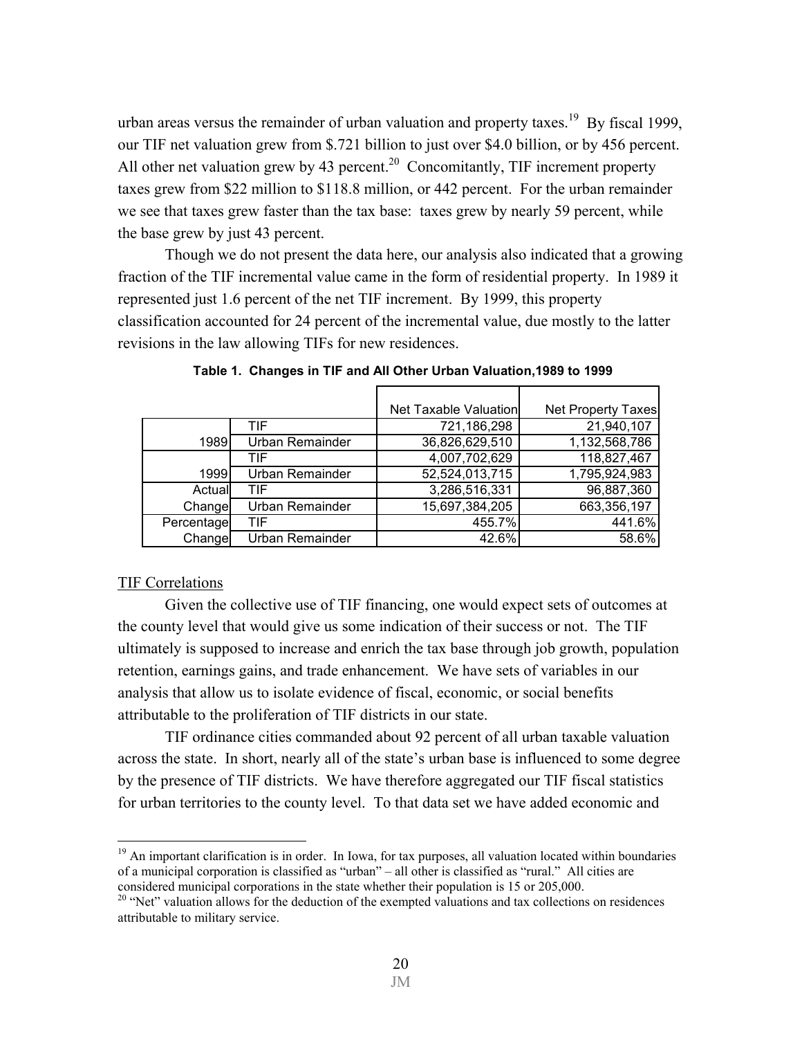urban areas versus the remainder of urban valuation and property taxes.[19] By fiscal 1999, our TIF net valuation grew from $.721 billion to just over $4.0 billion, or by 456 percent. All other net valuation grew by 43 percent.[20] Concomitantly, TIF increment property taxes grew from $22 million to $118.8 million, or 442 percent. For the urban remainder we see that taxes grew faster than the tax base: taxes grew by nearly 59 percent, while the base grew by just 43 percent.

Though we do not present the data here, our analysis also indicated that a growing fraction of the TIF incremental value came in the form of residential property. In 1989 it represented just 1.6 percent of the net TIF increment. By 1999, this property classification accounted for 24 percent of the incremental value, due mostly to the latter revisions in the law allowing TIFs for new residences.

**Table 1. Changes in TIF and All Other Urban Valuation,1989 to 1999**

| | | Net Taxable Valuation | Net Property Taxes |
|---|---|---|---|
| 1989 | TIF | 721,186,298 | 21,940,107 |
| | Urban Remainder | 36,826,629,510 | 1,132,568,786 |
| 1999 | TIF | 4,007,702,629 | 118,827,467 |
| | Urban Remainder | 52,524,013,715 | 1,795,924,983 |
| Actual Change | TIF | 3,286,516,331 | 96,887,360 |
| | Urban Remainder | 15,697,384,205 | 663,356,197 |
| Percentage Change | TIF | 455.7% | 441.6% |
| | Urban Remainder | 42.6% | 58.6% |

TIF Correlations

Given the collective use of TIF financing, one would expect sets of outcomes at the county level that would give us some indication of their success or not. The TIF ultimately is supposed to increase and enrich the tax base through job growth, population retention, earnings gains, and trade enhancement. We have sets of variables in our analysis that allow us to isolate evidence of fiscal, economic, or social benefits attributable to the proliferation of TIF districts in our state.

TIF ordinance cities commanded about 92 percent of all urban taxable valuation across the state. In short, nearly all of the state's urban base is influenced to some degree by the presence of TIF districts. We have therefore aggregated our TIF fiscal statistics for urban territories to the county level. To that data set we have added economic and

[19] An important clarification is in order. In Iowa, for tax purposes, all valuation located within boundaries of a municipal corporation is classified as "urban" – all other is classified as "rural." All cities are considered municipal corporations in the state whether their population is 15 or 205,000.

[20] "Net" valuation allows for the deduction of the exempted valuations and tax collections on residences attributable to military service.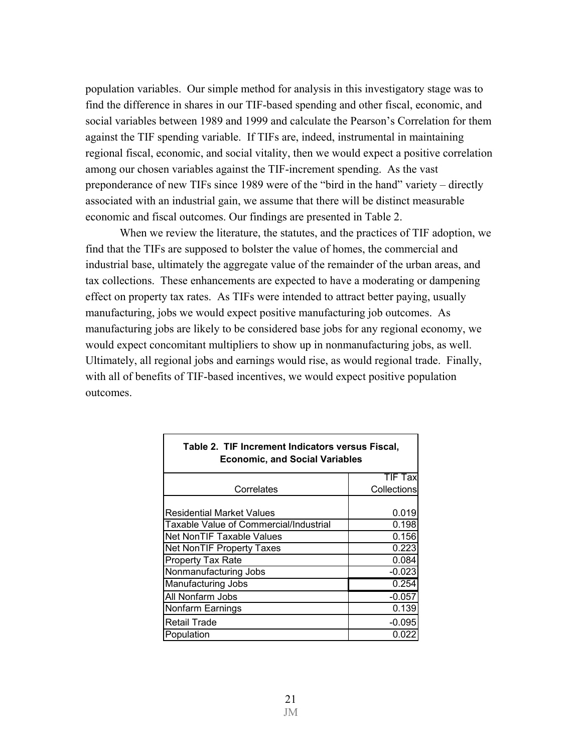population variables. Our simple method for analysis in this investigatory stage was to find the difference in shares in our TIF-based spending and other fiscal, economic, and social variables between 1989 and 1999 and calculate the Pearson's Correlation for them against the TIF spending variable. If TIFs are, indeed, instrumental in maintaining regional fiscal, economic, and social vitality, then we would expect a positive correlation among our chosen variables against the TIF-increment spending. As the vast preponderance of new TIFs since 1989 were of the "bird in the hand" variety – directly associated with an industrial gain, we assume that there will be distinct measurable economic and fiscal outcomes. Our findings are presented in Table 2.

When we review the literature, the statutes, and the practices of TIF adoption, we find that the TIFs are supposed to bolster the value of homes, the commercial and industrial base, ultimately the aggregate value of the remainder of the urban areas, and tax collections. These enhancements are expected to have a moderating or dampening effect on property tax rates. As TIFs were intended to attract better paying, usually manufacturing, jobs we would expect positive manufacturing job outcomes. As manufacturing jobs are likely to be considered base jobs for any regional economy, we would expect concomitant multipliers to show up in nonmanufacturing jobs, as well. Ultimately, all regional jobs and earnings would rise, as would regional trade. Finally, with all of benefits of TIF-based incentives, we would expect positive population outcomes.

**Table 2. TIF Increment Indicators versus Fiscal, Economic, and Social Variables**

| Correlates | TIF Tax Collections |
|---|---|
| Residential Market Values | 0.019 |
| Taxable Value of Commercial/Industrial | 0.198 |
| Net NonTIF Taxable Values | 0.156 |
| Net NonTIF Property Taxes | 0.223 |
| Property Tax Rate | 0.084 |
| Nonmanufacturing Jobs | -0.023 |
| Manufacturing Jobs | 0.254 |
| All Nonfarm Jobs | -0.057 |
| Nonfarm Earnings | 0.139 |
| Retail Trade | -0.095 |
| Population | 0.022 |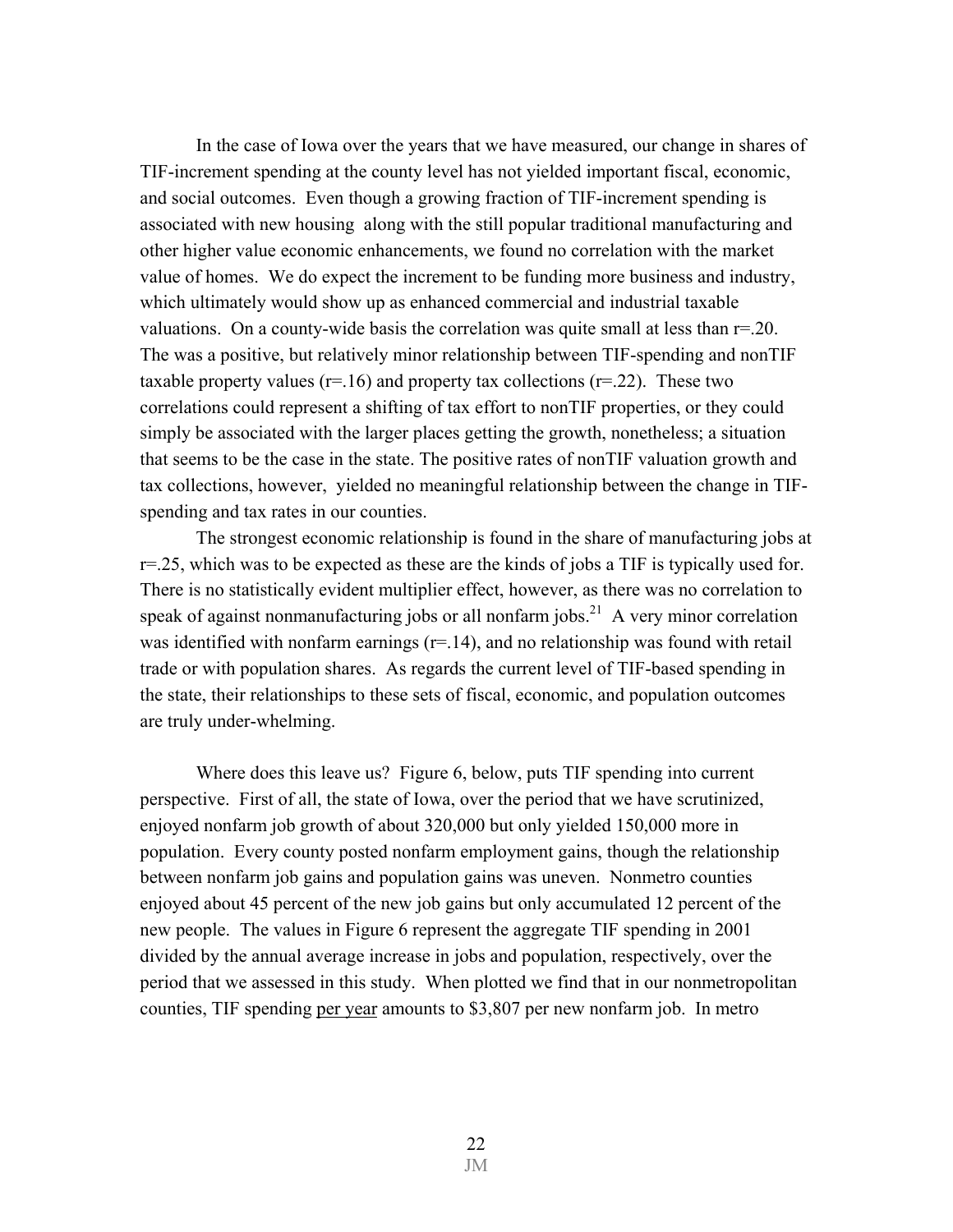In the case of Iowa over the years that we have measured, our change in shares of TIF-increment spending at the county level has not yielded important fiscal, economic, and social outcomes. Even though a growing fraction of TIF-increment spending is associated with new housing along with the still popular traditional manufacturing and other higher value economic enhancements, we found no correlation with the market value of homes. We do expect the increment to be funding more business and industry, which ultimately would show up as enhanced commercial and industrial taxable valuations. On a county-wide basis the correlation was quite small at less than r=.20. The was a positive, but relatively minor relationship between TIF-spending and nonTIF taxable property values (r=.16) and property tax collections (r=.22). These two correlations could represent a shifting of tax effort to nonTIF properties, or they could simply be associated with the larger places getting the growth, nonetheless; a situation that seems to be the case in the state. The positive rates of nonTIF valuation growth and tax collections, however, yielded no meaningful relationship between the change in TIF-spending and tax rates in our counties.

The strongest economic relationship is found in the share of manufacturing jobs at r=.25, which was to be expected as these are the kinds of jobs a TIF is typically used for. There is no statistically evident multiplier effect, however, as there was no correlation to speak of against nonmanufacturing jobs or all nonfarm jobs.[21] A very minor correlation was identified with nonfarm earnings (r=.14), and no relationship was found with retail trade or with population shares. As regards the current level of TIF-based spending in the state, their relationships to these sets of fiscal, economic, and population outcomes are truly under-whelming.

Where does this leave us? Figure 6, below, puts TIF spending into current perspective. First of all, the state of Iowa, over the period that we have scrutinized, enjoyed nonfarm job growth of about 320,000 but only yielded 150,000 more in population. Every county posted nonfarm employment gains, though the relationship between nonfarm job gains and population gains was uneven. Nonmetro counties enjoyed about 45 percent of the new job gains but only accumulated 12 percent of the new people. The values in Figure 6 represent the aggregate TIF spending in 2001 divided by the annual average increase in jobs and population, respectively, over the period that we assessed in this study. When plotted we find that in our nonmetropolitan counties, TIF spending <u>per year</u> amounts to $3,807 per new nonfarm job. In metro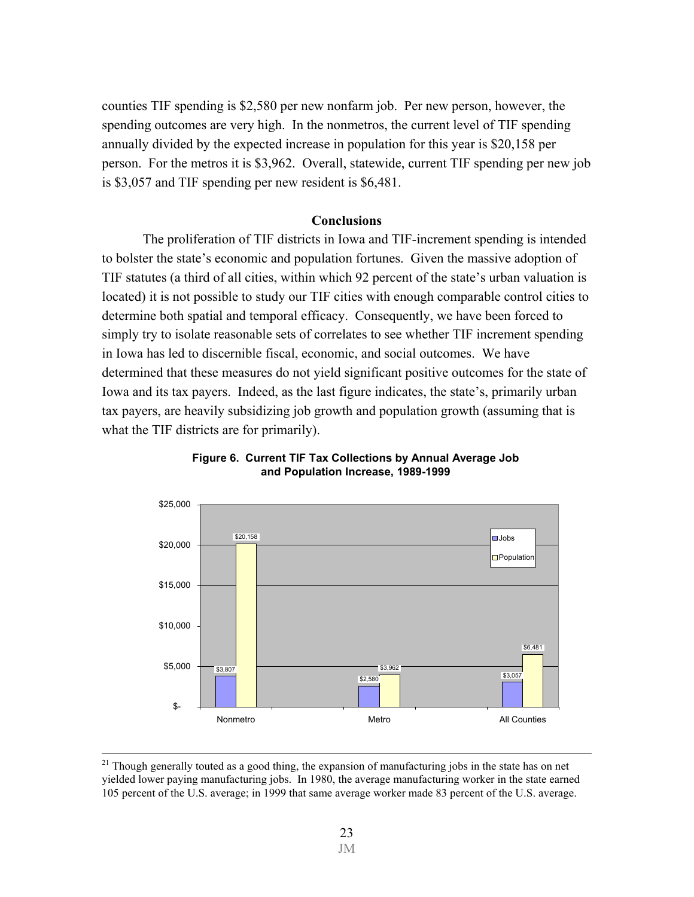counties TIF spending is $2,580 per new nonfarm job. Per new person, however, the spending outcomes are very high. In the nonmetros, the current level of TIF spending annually divided by the expected increase in population for this year is $20,158 per person. For the metros it is $3,962. Overall, statewide, current TIF spending per new job is $3,057 and TIF spending per new resident is $6,481.

## Conclusions

The proliferation of TIF districts in Iowa and TIF-increment spending is intended to bolster the state's economic and population fortunes. Given the massive adoption of TIF statutes (a third of all cities, within which 92 percent of the state's urban valuation is located) it is not possible to study our TIF cities with enough comparable control cities to determine both spatial and temporal efficacy. Consequently, we have been forced to simply try to isolate reasonable sets of correlates to see whether TIF increment spending in Iowa has led to discernible fiscal, economic, and social outcomes. We have determined that these measures do not yield significant positive outcomes for the state of Iowa and its tax payers. Indeed, as the last figure indicates, the state's, primarily urban tax payers, are heavily subsidizing job growth and population growth (assuming that is what the TIF districts are for primarily).

**Figure 6. Current TIF Tax Collections by Annual Average Job and Population Increase, 1989-1999**

| | Jobs | Population |
|---|---|---|
| Nonmetro | $3,807 | $20,158 |
| Metro | $2,580 | $3,962 |
| All Counties | $3,057 | $6,481 |

---

[21] Though generally touted as a good thing, the expansion of manufacturing jobs in the state has on net yielded lower paying manufacturing jobs. In 1980, the average manufacturing worker in the state earned 105 percent of the U.S. average; in 1999 that same average worker made 83 percent of the U.S. average.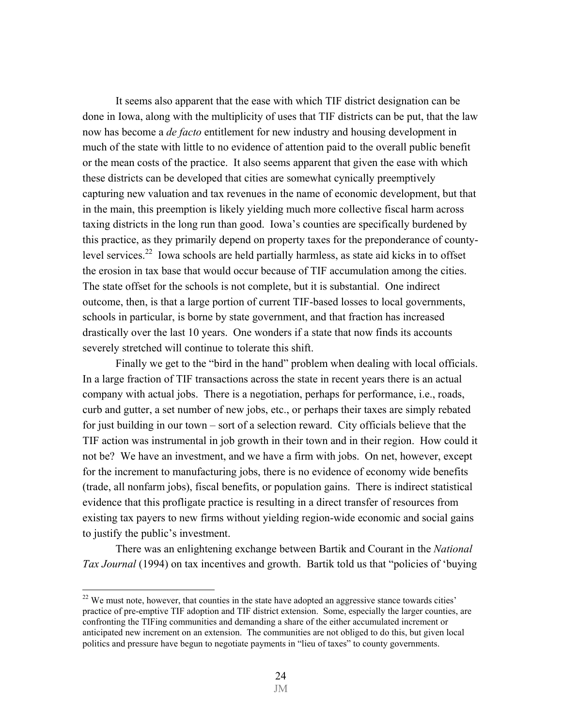It seems also apparent that the ease with which TIF district designation can be done in Iowa, along with the multiplicity of uses that TIF districts can be put, that the law now has become a *de facto* entitlement for new industry and housing development in much of the state with little to no evidence of attention paid to the overall public benefit or the mean costs of the practice. It also seems apparent that given the ease with which these districts can be developed that cities are somewhat cynically preemptively capturing new valuation and tax revenues in the name of economic development, but that in the main, this preemption is likely yielding much more collective fiscal harm across taxing districts in the long run than good. Iowa's counties are specifically burdened by this practice, as they primarily depend on property taxes for the preponderance of county-level services.[22] Iowa schools are held partially harmless, as state aid kicks in to offset the erosion in tax base that would occur because of TIF accumulation among the cities. The state offset for the schools is not complete, but it is substantial. One indirect outcome, then, is that a large portion of current TIF-based losses to local governments, schools in particular, is borne by state government, and that fraction has increased drastically over the last 10 years. One wonders if a state that now finds its accounts severely stretched will continue to tolerate this shift.

Finally we get to the "bird in the hand" problem when dealing with local officials. In a large fraction of TIF transactions across the state in recent years there is an actual company with actual jobs. There is a negotiation, perhaps for performance, i.e., roads, curb and gutter, a set number of new jobs, etc., or perhaps their taxes are simply rebated for just building in our town – sort of a selection reward. City officials believe that the TIF action was instrumental in job growth in their town and in their region. How could it not be? We have an investment, and we have a firm with jobs. On net, however, except for the increment to manufacturing jobs, there is no evidence of economy wide benefits (trade, all nonfarm jobs), fiscal benefits, or population gains. There is indirect statistical evidence that this profligate practice is resulting in a direct transfer of resources from existing tax payers to new firms without yielding region-wide economic and social gains to justify the public's investment.

There was an enlightening exchange between Bartik and Courant in the *National Tax Journal* (1994) on tax incentives and growth. Bartik told us that "policies of 'buying

[22] We must note, however, that counties in the state have adopted an aggressive stance towards cities' practice of pre-emptive TIF adoption and TIF district extension. Some, especially the larger counties, are confronting the TIFing communities and demanding a share of the either accumulated increment or anticipated new increment on an extension. The communities are not obliged to do this, but given local politics and pressure have begun to negotiate payments in "lieu of taxes" to county governments.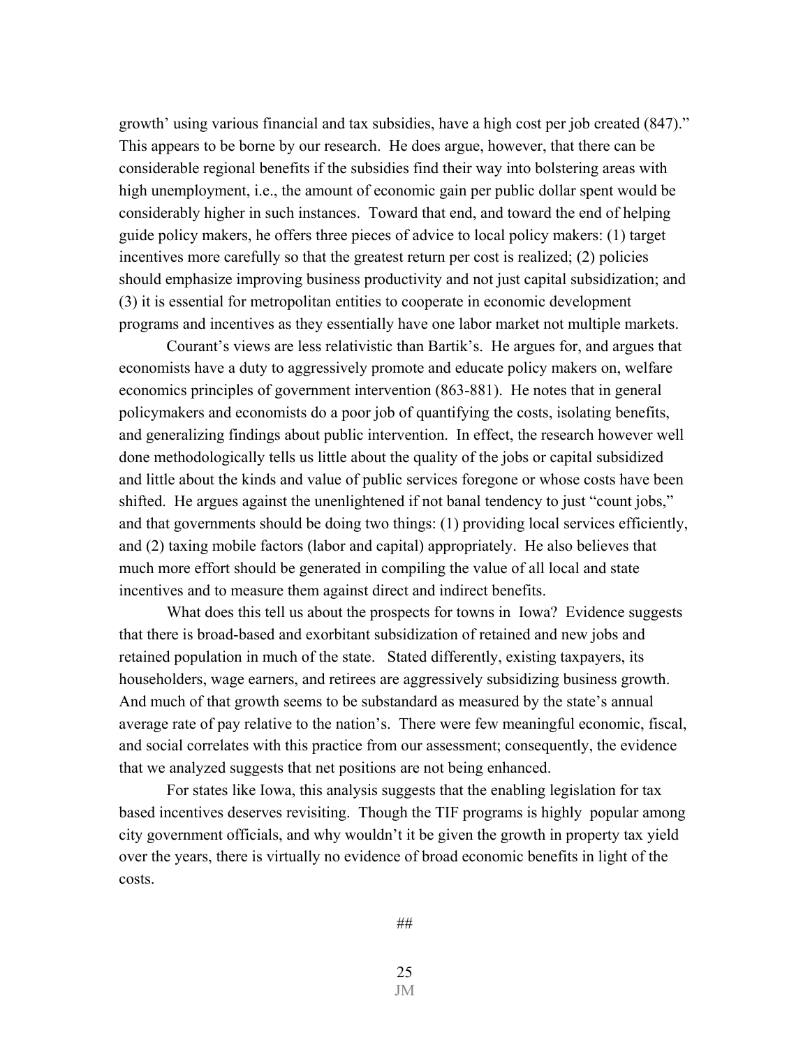growth' using various financial and tax subsidies, have a high cost per job created (847)." This appears to be borne by our research. He does argue, however, that there can be considerable regional benefits if the subsidies find their way into bolstering areas with high unemployment, i.e., the amount of economic gain per public dollar spent would be considerably higher in such instances. Toward that end, and toward the end of helping guide policy makers, he offers three pieces of advice to local policy makers: (1) target incentives more carefully so that the greatest return per cost is realized; (2) policies should emphasize improving business productivity and not just capital subsidization; and (3) it is essential for metropolitan entities to cooperate in economic development programs and incentives as they essentially have one labor market not multiple markets.

Courant's views are less relativistic than Bartik's. He argues for, and argues that economists have a duty to aggressively promote and educate policy makers on, welfare economics principles of government intervention (863-881). He notes that in general policymakers and economists do a poor job of quantifying the costs, isolating benefits, and generalizing findings about public intervention. In effect, the research however well done methodologically tells us little about the quality of the jobs or capital subsidized and little about the kinds and value of public services foregone or whose costs have been shifted. He argues against the unenlightened if not banal tendency to just "count jobs," and that governments should be doing two things: (1) providing local services efficiently, and (2) taxing mobile factors (labor and capital) appropriately. He also believes that much more effort should be generated in compiling the value of all local and state incentives and to measure them against direct and indirect benefits.

What does this tell us about the prospects for towns in Iowa? Evidence suggests that there is broad-based and exorbitant subsidization of retained and new jobs and retained population in much of the state. Stated differently, existing taxpayers, its householders, wage earners, and retirees are aggressively subsidizing business growth. And much of that growth seems to be substandard as measured by the state's annual average rate of pay relative to the nation's. There were few meaningful economic, fiscal, and social correlates with this practice from our assessment; consequently, the evidence that we analyzed suggests that net positions are not being enhanced.

For states like Iowa, this analysis suggests that the enabling legislation for tax based incentives deserves revisiting. Though the TIF programs is highly popular among city government officials, and why wouldn't it be given the growth in property tax yield over the years, there is virtually no evidence of broad economic benefits in light of the costs.

##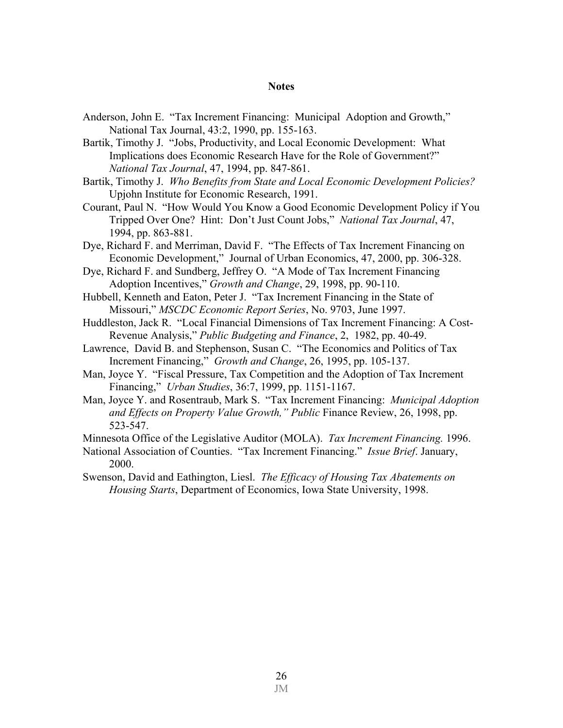**Notes**

Anderson, John E. "Tax Increment Financing: Municipal Adoption and Growth," National Tax Journal, 43:2, 1990, pp. 155-163.

Bartik, Timothy J. "Jobs, Productivity, and Local Economic Development: What Implications does Economic Research Have for the Role of Government?" *National Tax Journal*, 47, 1994, pp. 847-861.

Bartik, Timothy J. *Who Benefits from State and Local Economic Development Policies?* Upjohn Institute for Economic Research, 1991.

Courant, Paul N. "How Would You Know a Good Economic Development Policy if You Tripped Over One? Hint: Don't Just Count Jobs," *National Tax Journal*, 47, 1994, pp. 863-881.

Dye, Richard F. and Merriman, David F. "The Effects of Tax Increment Financing on Economic Development," Journal of Urban Economics, 47, 2000, pp. 306-328.

Dye, Richard F. and Sundberg, Jeffrey O. "A Mode of Tax Increment Financing Adoption Incentives," *Growth and Change*, 29, 1998, pp. 90-110.

Hubbell, Kenneth and Eaton, Peter J. "Tax Increment Financing in the State of Missouri," *MSCDC Economic Report Series*, No. 9703, June 1997.

Huddleston, Jack R. "Local Financial Dimensions of Tax Increment Financing: A Cost-Revenue Analysis," *Public Budgeting and Finance*, 2, 1982, pp. 40-49.

Lawrence, David B. and Stephenson, Susan C. "The Economics and Politics of Tax Increment Financing," *Growth and Change*, 26, 1995, pp. 105-137.

Man, Joyce Y. "Fiscal Pressure, Tax Competition and the Adoption of Tax Increment Financing," *Urban Studies*, 36:7, 1999, pp. 1151-1167.

Man, Joyce Y. and Rosentraub, Mark S. "Tax Increment Financing: *Municipal Adoption and Effects on Property Value Growth," Public* Finance Review, 26, 1998, pp. 523-547.

Minnesota Office of the Legislative Auditor (MOLA). *Tax Increment Financing.* 1996.

National Association of Counties. "Tax Increment Financing." *Issue Brief*. January, 2000.

Swenson, David and Eathington, Liesl. *The Efficacy of Housing Tax Abatements on Housing Starts*, Department of Economics, Iowa State University, 1998.